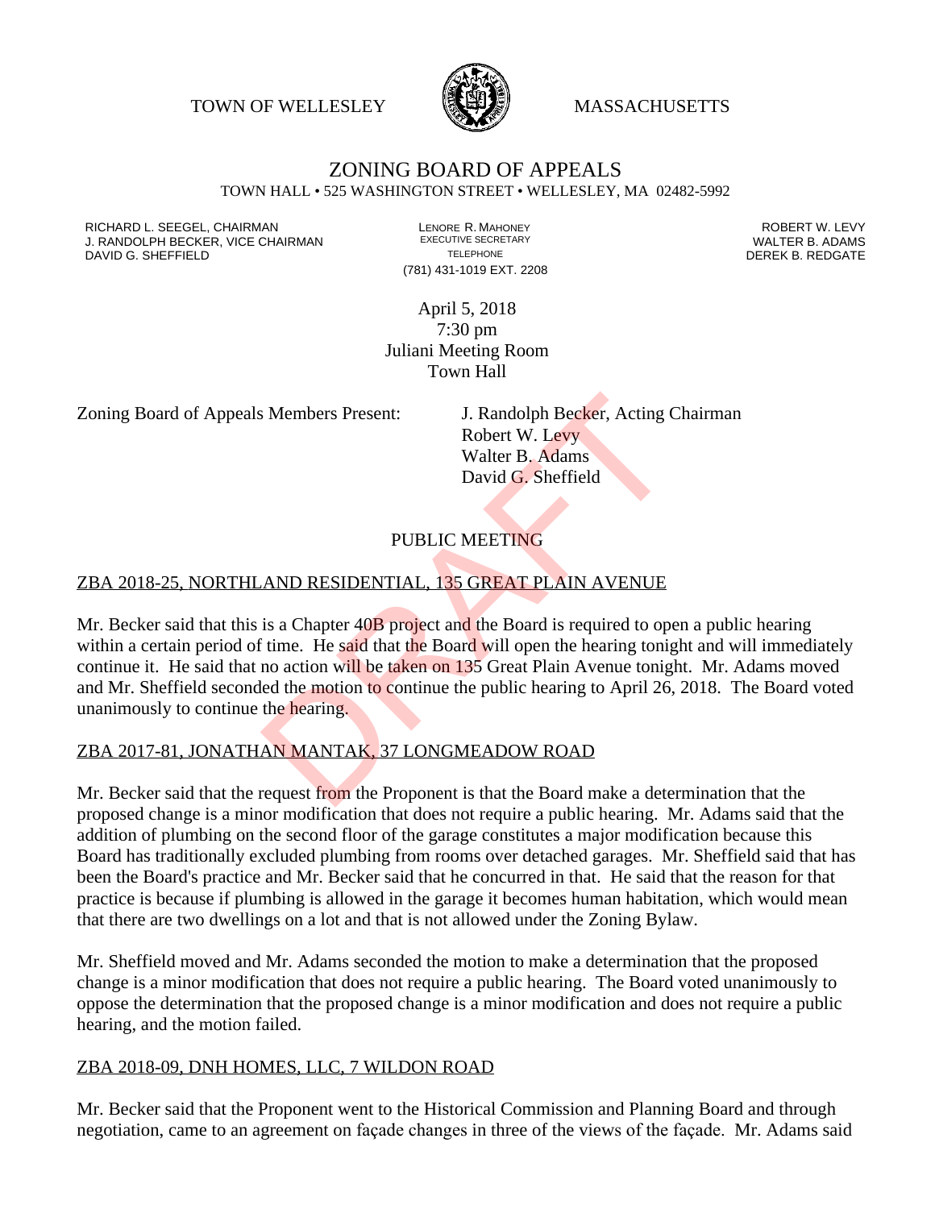TOWN OF WELLESLEY MASSACHUSETTS

# ZONING BOARD OF APPEALS

TOWN HALL • 525 WASHINGTON STREET • WELLESLEY, MA 02482-5992

RICHARD L. SEEGEL, CHAIRMAN
J. RANDOLPH BECKER, VICE CHAIRMAN
DAVID G. SHEFFIELD

LENORE R. MAHONEY
EXECUTIVE SECRETARY
TELEPHONE
(781) 431-1019 EXT. 2208

ROBERT W. LEVY
WALTER B. ADAMS
DEREK B. REDGATE

April 5, 2018
7:30 pm
Juliani Meeting Room
Town Hall

Zoning Board of Appeals Members Present: J. Randolph Becker, Acting Chairman
Robert W. Levy
Walter B. Adams
David G. Sheffield

## PUBLIC MEETING

ZBA 2018-25, NORTHLAND RESIDENTIAL, 135 GREAT PLAIN AVENUE

Mr. Becker said that this is a Chapter 40B project and the Board is required to open a public hearing within a certain period of time. He said that the Board will open the hearing tonight and will immediately continue it. He said that no action will be taken on 135 Great Plain Avenue tonight. Mr. Adams moved and Mr. Sheffield seconded the motion to continue the public hearing to April 26, 2018. The Board voted unanimously to continue the hearing.

ZBA 2017-81, JONATHAN MANTAK, 37 LONGMEADOW ROAD

Mr. Becker said that the request from the Proponent is that the Board make a determination that the proposed change is a minor modification that does not require a public hearing. Mr. Adams said that the addition of plumbing on the second floor of the garage constitutes a major modification because this Board has traditionally excluded plumbing from rooms over detached garages. Mr. Sheffield said that has been the Board's practice and Mr. Becker said that he concurred in that. He said that the reason for that practice is because if plumbing is allowed in the garage it becomes human habitation, which would mean that there are two dwellings on a lot and that is not allowed under the Zoning Bylaw.

Mr. Sheffield moved and Mr. Adams seconded the motion to make a determination that the proposed change is a minor modification that does not require a public hearing. The Board voted unanimously to oppose the determination that the proposed change is a minor modification and does not require a public hearing, and the motion failed.

ZBA 2018-09, DNH HOMES, LLC, 7 WILDON ROAD

Mr. Becker said that the Proponent went to the Historical Commission and Planning Board and through negotiation, came to an agreement on façade changes in three of the views of the façade. Mr. Adams said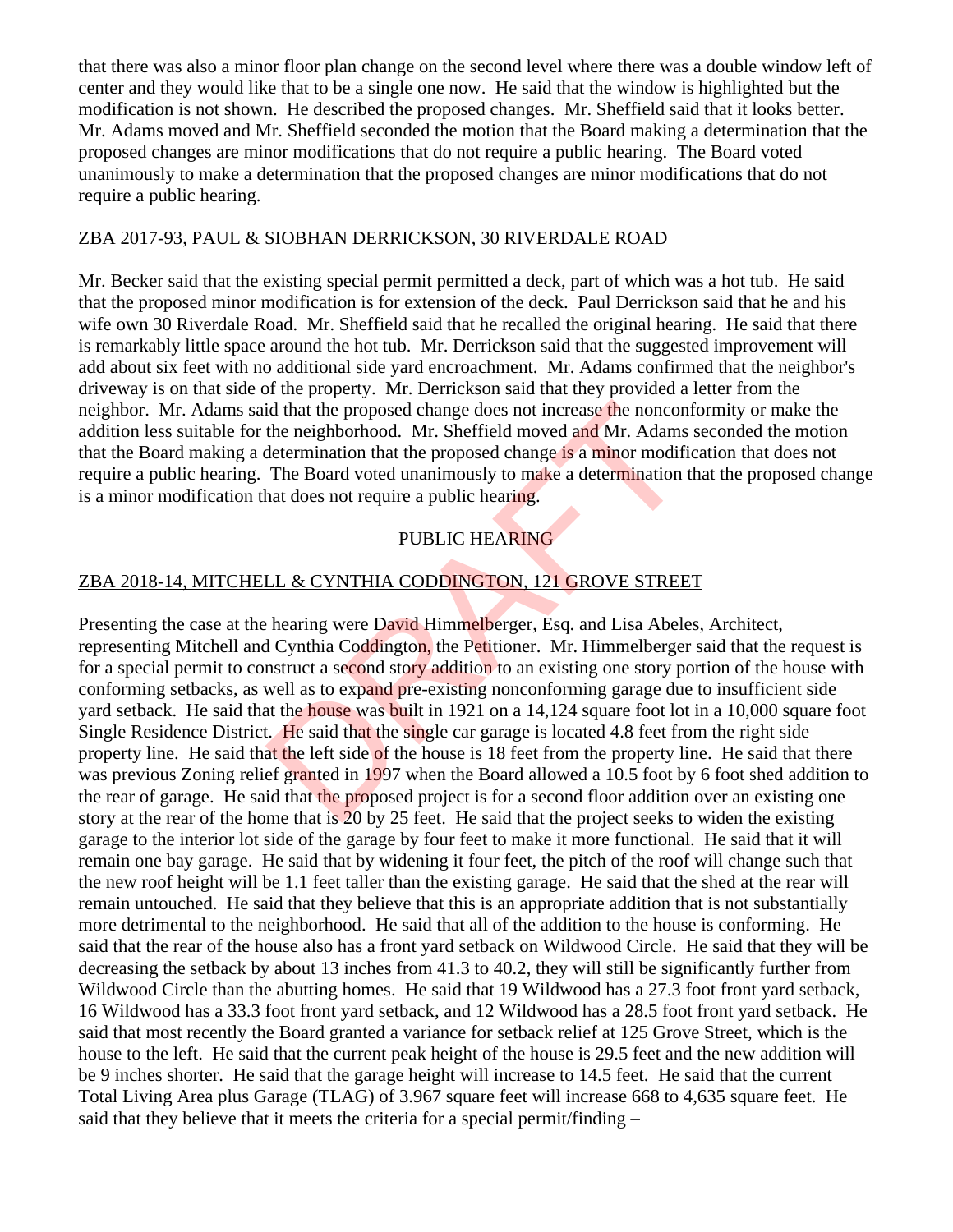that there was also a minor floor plan change on the second level where there was a double window left of center and they would like that to be a single one now. He said that the window is highlighted but the modification is not shown. He described the proposed changes. Mr. Sheffield said that it looks better. Mr. Adams moved and Mr. Sheffield seconded the motion that the Board making a determination that the proposed changes are minor modifications that do not require a public hearing. The Board voted unanimously to make a determination that the proposed changes are minor modifications that do not require a public hearing.

ZBA 2017-93, PAUL & SIOBHAN DERRICKSON, 30 RIVERDALE ROAD

Mr. Becker said that the existing special permit permitted a deck, part of which was a hot tub. He said that the proposed minor modification is for extension of the deck. Paul Derrickson said that he and his wife own 30 Riverdale Road. Mr. Sheffield said that he recalled the original hearing. He said that there is remarkably little space around the hot tub. Mr. Derrickson said that the suggested improvement will add about six feet with no additional side yard encroachment. Mr. Adams confirmed that the neighbor's driveway is on that side of the property. Mr. Derrickson said that they provided a letter from the neighbor. Mr. Adams said that the proposed change does not increase the nonconformity or make the addition less suitable for the neighborhood. Mr. Sheffield moved and Mr. Adams seconded the motion that the Board making a determination that the proposed change is a minor modification that does not require a public hearing. The Board voted unanimously to make a determination that the proposed change is a minor modification that does not require a public hearing.

PUBLIC HEARING

ZBA 2018-14, MITCHELL & CYNTHIA CODDINGTON, 121 GROVE STREET

Presenting the case at the hearing were David Himmelberger, Esq. and Lisa Abeles, Architect, representing Mitchell and Cynthia Coddington, the Petitioner. Mr. Himmelberger said that the request is for a special permit to construct a second story addition to an existing one story portion of the house with conforming setbacks, as well as to expand pre-existing nonconforming garage due to insufficient side yard setback. He said that the house was built in 1921 on a 14,124 square foot lot in a 10,000 square foot Single Residence District. He said that the single car garage is located 4.8 feet from the right side property line. He said that the left side of the house is 18 feet from the property line. He said that there was previous Zoning relief granted in 1997 when the Board allowed a 10.5 foot by 6 foot shed addition to the rear of garage. He said that the proposed project is for a second floor addition over an existing one story at the rear of the home that is 20 by 25 feet. He said that the project seeks to widen the existing garage to the interior lot side of the garage by four feet to make it more functional. He said that it will remain one bay garage. He said that by widening it four feet, the pitch of the roof will change such that the new roof height will be 1.1 feet taller than the existing garage. He said that the shed at the rear will remain untouched. He said that they believe that this is an appropriate addition that is not substantially more detrimental to the neighborhood. He said that all of the addition to the house is conforming. He said that the rear of the house also has a front yard setback on Wildwood Circle. He said that they will be decreasing the setback by about 13 inches from 41.3 to 40.2, they will still be significantly further from Wildwood Circle than the abutting homes. He said that 19 Wildwood has a 27.3 foot front yard setback, 16 Wildwood has a 33.3 foot front yard setback, and 12 Wildwood has a 28.5 foot front yard setback. He said that most recently the Board granted a variance for setback relief at 125 Grove Street, which is the house to the left. He said that the current peak height of the house is 29.5 feet and the new addition will be 9 inches shorter. He said that the garage height will increase to 14.5 feet. He said that the current Total Living Area plus Garage (TLAG) of 3.967 square feet will increase 668 to 4,635 square feet. He said that they believe that it meets the criteria for a special permit/finding –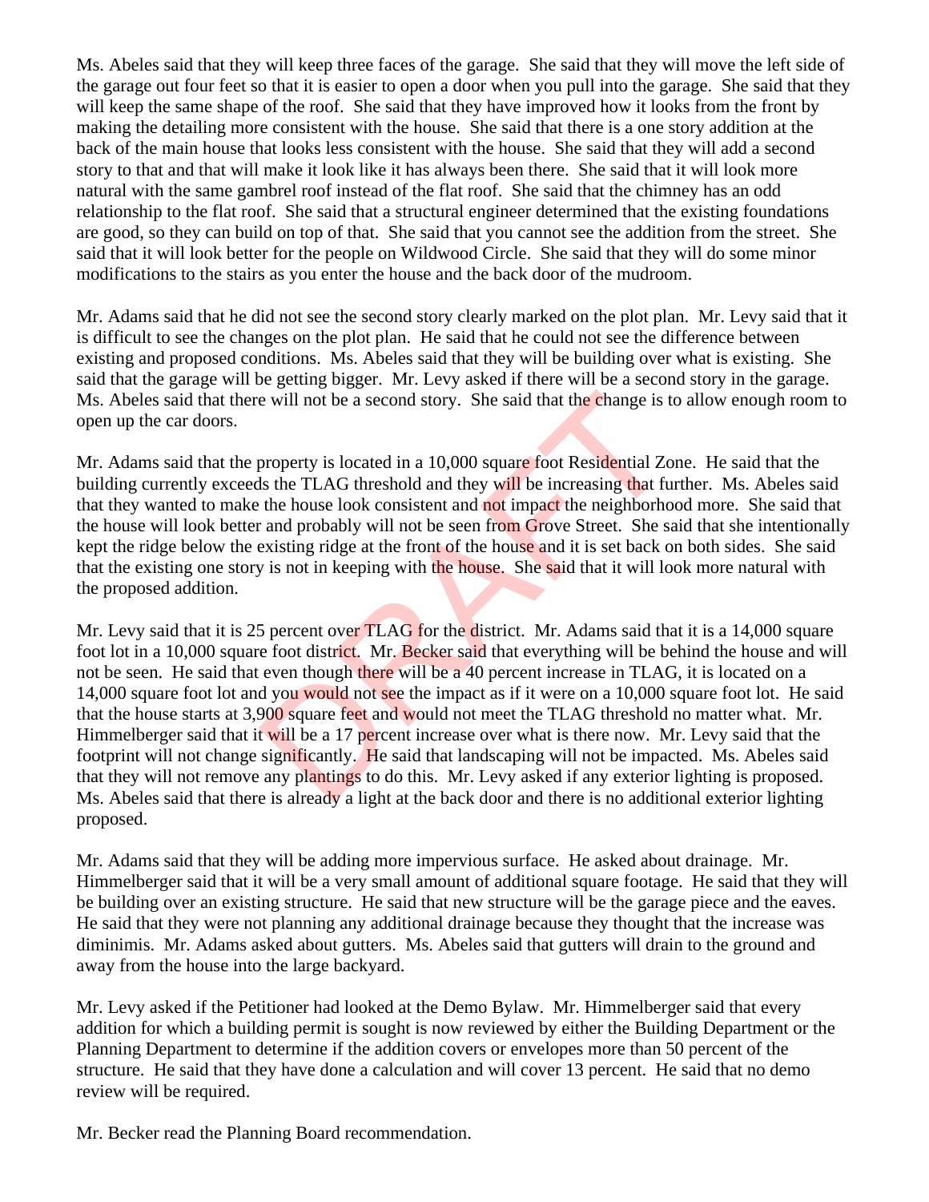Ms. Abeles said that they will keep three faces of the garage. She said that they will move the left side of the garage out four feet so that it is easier to open a door when you pull into the garage. She said that they will keep the same shape of the roof. She said that they have improved how it looks from the front by making the detailing more consistent with the house. She said that there is a one story addition at the back of the main house that looks less consistent with the house. She said that they will add a second story to that and that will make it look like it has always been there. She said that it will look more natural with the same gambrel roof instead of the flat roof. She said that the chimney has an odd relationship to the flat roof. She said that a structural engineer determined that the existing foundations are good, so they can build on top of that. She said that you cannot see the addition from the street. She said that it will look better for the people on Wildwood Circle. She said that they will do some minor modifications to the stairs as you enter the house and the back door of the mudroom.

Mr. Adams said that he did not see the second story clearly marked on the plot plan. Mr. Levy said that it is difficult to see the changes on the plot plan. He said that he could not see the difference between existing and proposed conditions. Ms. Abeles said that they will be building over what is existing. She said that the garage will be getting bigger. Mr. Levy asked if there will be a second story in the garage. Ms. Abeles said that there will not be a second story. She said that the change is to allow enough room to open up the car doors.

Mr. Adams said that the property is located in a 10,000 square foot Residential Zone. He said that the building currently exceeds the TLAG threshold and they will be increasing that further. Ms. Abeles said that they wanted to make the house look consistent and not impact the neighborhood more. She said that the house will look better and probably will not be seen from Grove Street. She said that she intentionally kept the ridge below the existing ridge at the front of the house and it is set back on both sides. She said that the existing one story is not in keeping with the house. She said that it will look more natural with the proposed addition.

Mr. Levy said that it is 25 percent over TLAG for the district. Mr. Adams said that it is a 14,000 square foot lot in a 10,000 square foot district. Mr. Becker said that everything will be behind the house and will not be seen. He said that even though there will be a 40 percent increase in TLAG, it is located on a 14,000 square foot lot and you would not see the impact as if it were on a 10,000 square foot lot. He said that the house starts at 3,900 square feet and would not meet the TLAG threshold no matter what. Mr. Himmelberger said that it will be a 17 percent increase over what is there now. Mr. Levy said that the footprint will not change significantly. He said that landscaping will not be impacted. Ms. Abeles said that they will not remove any plantings to do this. Mr. Levy asked if any exterior lighting is proposed. Ms. Abeles said that there is already a light at the back door and there is no additional exterior lighting proposed.

Mr. Adams said that they will be adding more impervious surface. He asked about drainage. Mr. Himmelberger said that it will be a very small amount of additional square footage. He said that they will be building over an existing structure. He said that new structure will be the garage piece and the eaves. He said that they were not planning any additional drainage because they thought that the increase was diminimis. Mr. Adams asked about gutters. Ms. Abeles said that gutters will drain to the ground and away from the house into the large backyard.

Mr. Levy asked if the Petitioner had looked at the Demo Bylaw. Mr. Himmelberger said that every addition for which a building permit is sought is now reviewed by either the Building Department or the Planning Department to determine if the addition covers or envelopes more than 50 percent of the structure. He said that they have done a calculation and will cover 13 percent. He said that no demo review will be required.

Mr. Becker read the Planning Board recommendation.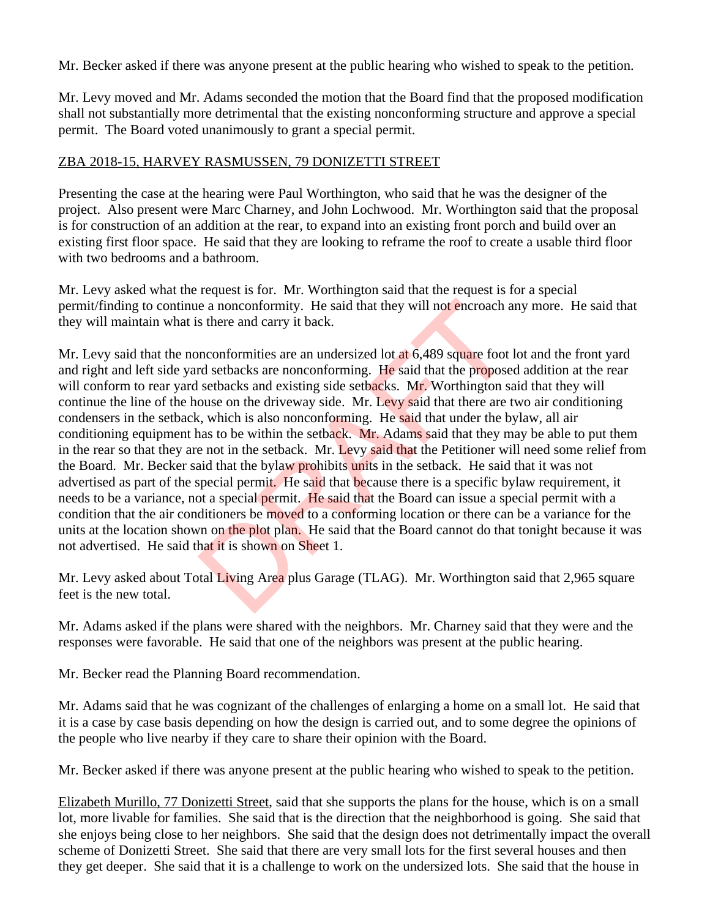Mr. Becker asked if there was anyone present at the public hearing who wished to speak to the petition.

Mr. Levy moved and Mr. Adams seconded the motion that the Board find that the proposed modification shall not substantially more detrimental that the existing nonconforming structure and approve a special permit. The Board voted unanimously to grant a special permit.

ZBA 2018-15, HARVEY RASMUSSEN, 79 DONIZETTI STREET

Presenting the case at the hearing were Paul Worthington, who said that he was the designer of the project. Also present were Marc Charney, and John Lochwood. Mr. Worthington said that the proposal is for construction of an addition at the rear, to expand into an existing front porch and build over an existing first floor space. He said that they are looking to reframe the roof to create a usable third floor with two bedrooms and a bathroom.

Mr. Levy asked what the request is for. Mr. Worthington said that the request is for a special permit/finding to continue a nonconformity. He said that they will not encroach any more. He said that they will maintain what is there and carry it back.

Mr. Levy said that the nonconformities are an undersized lot at 6,489 square foot lot and the front yard and right and left side yard setbacks are nonconforming. He said that the proposed addition at the rear will conform to rear yard setbacks and existing side setbacks. Mr. Worthington said that they will continue the line of the house on the driveway side. Mr. Levy said that there are two air conditioning condensers in the setback, which is also nonconforming. He said that under the bylaw, all air conditioning equipment has to be within the setback. Mr. Adams said that they may be able to put them in the rear so that they are not in the setback. Mr. Levy said that the Petitioner will need some relief from the Board. Mr. Becker said that the bylaw prohibits units in the setback. He said that it was not advertised as part of the special permit. He said that because there is a specific bylaw requirement, it needs to be a variance, not a special permit. He said that the Board can issue a special permit with a condition that the air conditioners be moved to a conforming location or there can be a variance for the units at the location shown on the plot plan. He said that the Board cannot do that tonight because it was not advertised. He said that it is shown on Sheet 1.

Mr. Levy asked about Total Living Area plus Garage (TLAG). Mr. Worthington said that 2,965 square feet is the new total.

Mr. Adams asked if the plans were shared with the neighbors. Mr. Charney said that they were and the responses were favorable. He said that one of the neighbors was present at the public hearing.

Mr. Becker read the Planning Board recommendation.

Mr. Adams said that he was cognizant of the challenges of enlarging a home on a small lot. He said that it is a case by case basis depending on how the design is carried out, and to some degree the opinions of the people who live nearby if they care to share their opinion with the Board.

Mr. Becker asked if there was anyone present at the public hearing who wished to speak to the petition.

Elizabeth Murillo, 77 Donizetti Street, said that she supports the plans for the house, which is on a small lot, more livable for families. She said that is the direction that the neighborhood is going. She said that she enjoys being close to her neighbors. She said that the design does not detrimentally impact the overall scheme of Donizetti Street. She said that there are very small lots for the first several houses and then they get deeper. She said that it is a challenge to work on the undersized lots. She said that the house in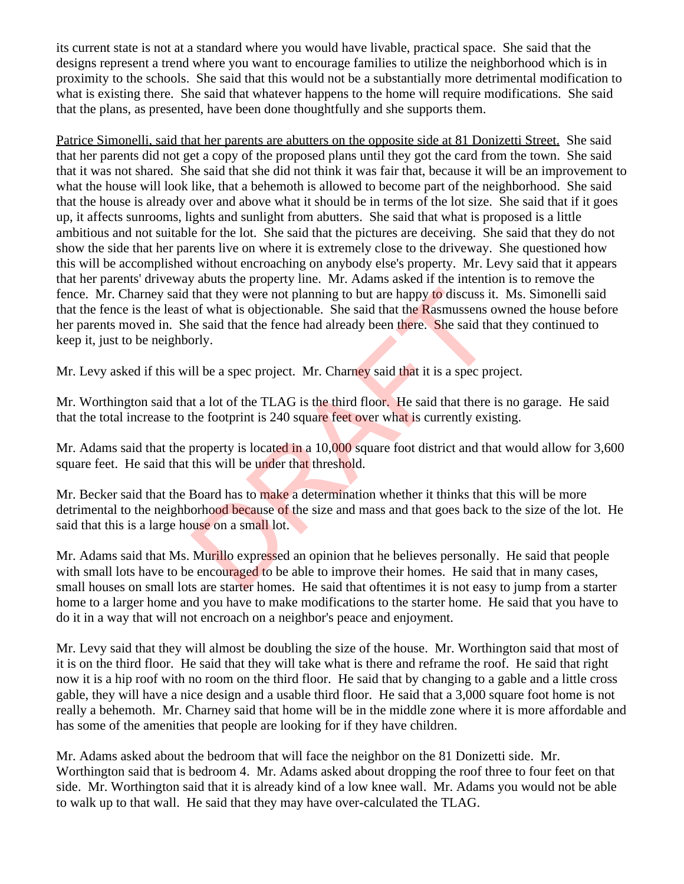its current state is not at a standard where you would have livable, practical space. She said that the designs represent a trend where you want to encourage families to utilize the neighborhood which is in proximity to the schools. She said that this would not be a substantially more detrimental modification to what is existing there. She said that whatever happens to the home will require modifications. She said that the plans, as presented, have been done thoughtfully and she supports them.

<u>Patrice Simonelli, said that her parents are abutters on the opposite side at 81 Donizetti Street.</u> She said that her parents did not get a copy of the proposed plans until they got the card from the town. She said that it was not shared. She said that she did not think it was fair that, because it will be an improvement to what the house will look like, that a behemoth is allowed to become part of the neighborhood. She said that the house is already over and above what it should be in terms of the lot size. She said that if it goes up, it affects sunrooms, lights and sunlight from abutters. She said that what is proposed is a little ambitious and not suitable for the lot. She said that the pictures are deceiving. She said that they do not show the side that her parents live on where it is extremely close to the driveway. She questioned how this will be accomplished without encroaching on anybody else's property. Mr. Levy said that it appears that her parents' driveway abuts the property line. Mr. Adams asked if the intention is to remove the fence. Mr. Charney said that they were not planning to but are happy to discuss it. Ms. Simonelli said that the fence is the least of what is objectionable. She said that the Rasmussens owned the house before her parents moved in. She said that the fence had already been there. She said that they continued to keep it, just to be neighborly.

Mr. Levy asked if this will be a spec project. Mr. Charney said that it is a spec project.

Mr. Worthington said that a lot of the TLAG is the third floor. He said that there is no garage. He said that the total increase to the footprint is 240 square feet over what is currently existing.

Mr. Adams said that the property is located in a 10,000 square foot district and that would allow for 3,600 square feet. He said that this will be under that threshold.

Mr. Becker said that the Board has to make a determination whether it thinks that this will be more detrimental to the neighborhood because of the size and mass and that goes back to the size of the lot. He said that this is a large house on a small lot.

Mr. Adams said that Ms. Murillo expressed an opinion that he believes personally. He said that people with small lots have to be encouraged to be able to improve their homes. He said that in many cases, small houses on small lots are starter homes. He said that oftentimes it is not easy to jump from a starter home to a larger home and you have to make modifications to the starter home. He said that you have to do it in a way that will not encroach on a neighbor's peace and enjoyment.

Mr. Levy said that they will almost be doubling the size of the house. Mr. Worthington said that most of it is on the third floor. He said that they will take what is there and reframe the roof. He said that right now it is a hip roof with no room on the third floor. He said that by changing to a gable and a little cross gable, they will have a nice design and a usable third floor. He said that a 3,000 square foot home is not really a behemoth. Mr. Charney said that home will be in the middle zone where it is more affordable and has some of the amenities that people are looking for if they have children.

Mr. Adams asked about the bedroom that will face the neighbor on the 81 Donizetti side. Mr. Worthington said that is bedroom 4. Mr. Adams asked about dropping the roof three to four feet on that side. Mr. Worthington said that it is already kind of a low knee wall. Mr. Adams you would not be able to walk up to that wall. He said that they may have over-calculated the TLAG.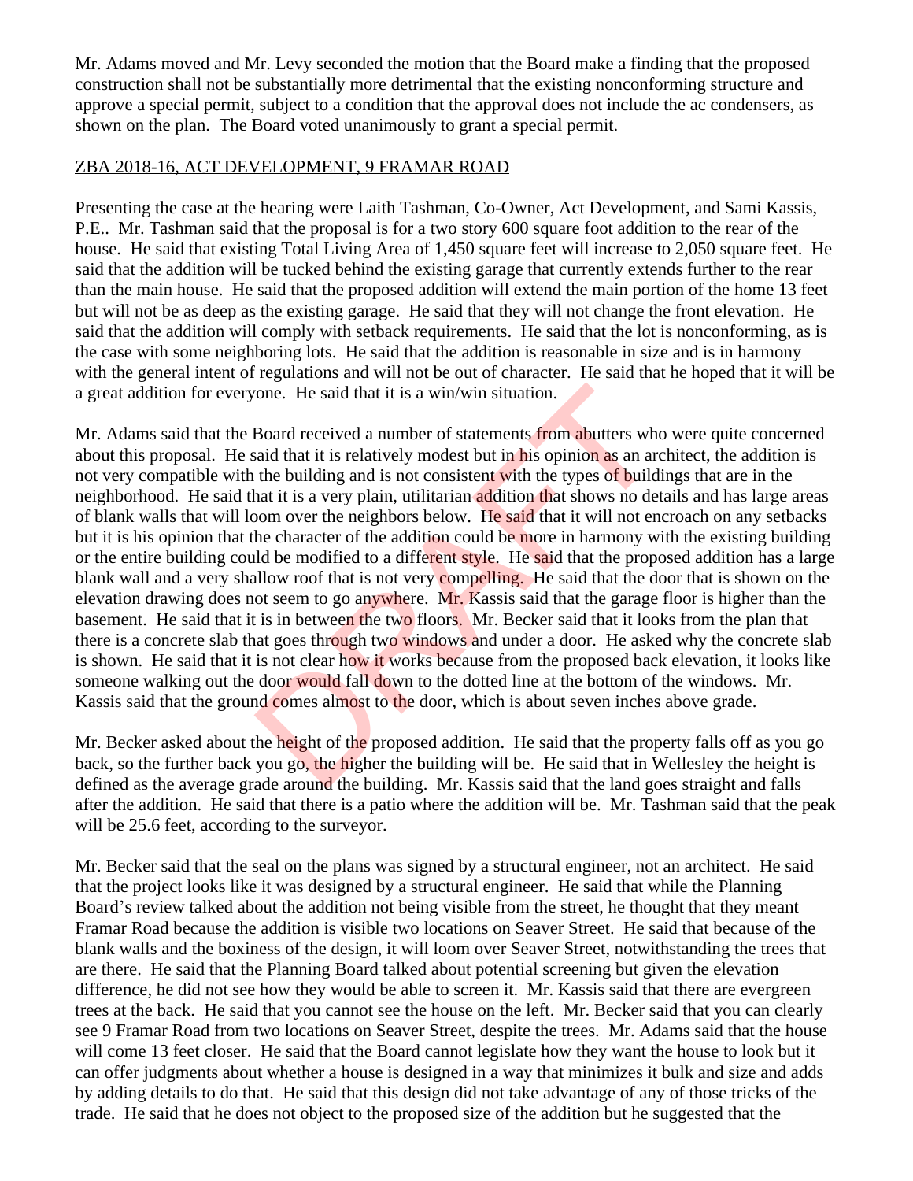Mr. Adams moved and Mr. Levy seconded the motion that the Board make a finding that the proposed construction shall not be substantially more detrimental that the existing nonconforming structure and approve a special permit, subject to a condition that the approval does not include the ac condensers, as shown on the plan. The Board voted unanimously to grant a special permit.

ZBA 2018-16, ACT DEVELOPMENT, 9 FRAMAR ROAD

Presenting the case at the hearing were Laith Tashman, Co-Owner, Act Development, and Sami Kassis, P.E.. Mr. Tashman said that the proposal is for a two story 600 square foot addition to the rear of the house. He said that existing Total Living Area of 1,450 square feet will increase to 2,050 square feet. He said that the addition will be tucked behind the existing garage that currently extends further to the rear than the main house. He said that the proposed addition will extend the main portion of the home 13 feet but will not be as deep as the existing garage. He said that they will not change the front elevation. He said that the addition will comply with setback requirements. He said that the lot is nonconforming, as is the case with some neighboring lots. He said that the addition is reasonable in size and is in harmony with the general intent of regulations and will not be out of character. He said that he hoped that it will be a great addition for everyone. He said that it is a win/win situation.

Mr. Adams said that the Board received a number of statements from abutters who were quite concerned about this proposal. He said that it is relatively modest but in his opinion as an architect, the addition is not very compatible with the building and is not consistent with the types of buildings that are in the neighborhood. He said that it is a very plain, utilitarian addition that shows no details and has large areas of blank walls that will loom over the neighbors below. He said that it will not encroach on any setbacks but it is his opinion that the character of the addition could be more in harmony with the existing building or the entire building could be modified to a different style. He said that the proposed addition has a large blank wall and a very shallow roof that is not very compelling. He said that the door that is shown on the elevation drawing does not seem to go anywhere. Mr. Kassis said that the garage floor is higher than the basement. He said that it is in between the two floors. Mr. Becker said that it looks from the plan that there is a concrete slab that goes through two windows and under a door. He asked why the concrete slab is shown. He said that it is not clear how it works because from the proposed back elevation, it looks like someone walking out the door would fall down to the dotted line at the bottom of the windows. Mr. Kassis said that the ground comes almost to the door, which is about seven inches above grade.

Mr. Becker asked about the height of the proposed addition. He said that the property falls off as you go back, so the further back you go, the higher the building will be. He said that in Wellesley the height is defined as the average grade around the building. Mr. Kassis said that the land goes straight and falls after the addition. He said that there is a patio where the addition will be. Mr. Tashman said that the peak will be 25.6 feet, according to the surveyor.

Mr. Becker said that the seal on the plans was signed by a structural engineer, not an architect. He said that the project looks like it was designed by a structural engineer. He said that while the Planning Board's review talked about the addition not being visible from the street, he thought that they meant Framar Road because the addition is visible two locations on Seaver Street. He said that because of the blank walls and the boxiness of the design, it will loom over Seaver Street, notwithstanding the trees that are there. He said that the Planning Board talked about potential screening but given the elevation difference, he did not see how they would be able to screen it. Mr. Kassis said that there are evergreen trees at the back. He said that you cannot see the house on the left. Mr. Becker said that you can clearly see 9 Framar Road from two locations on Seaver Street, despite the trees. Mr. Adams said that the house will come 13 feet closer. He said that the Board cannot legislate how they want the house to look but it can offer judgments about whether a house is designed in a way that minimizes it bulk and size and adds by adding details to do that. He said that this design did not take advantage of any of those tricks of the trade. He said that he does not object to the proposed size of the addition but he suggested that the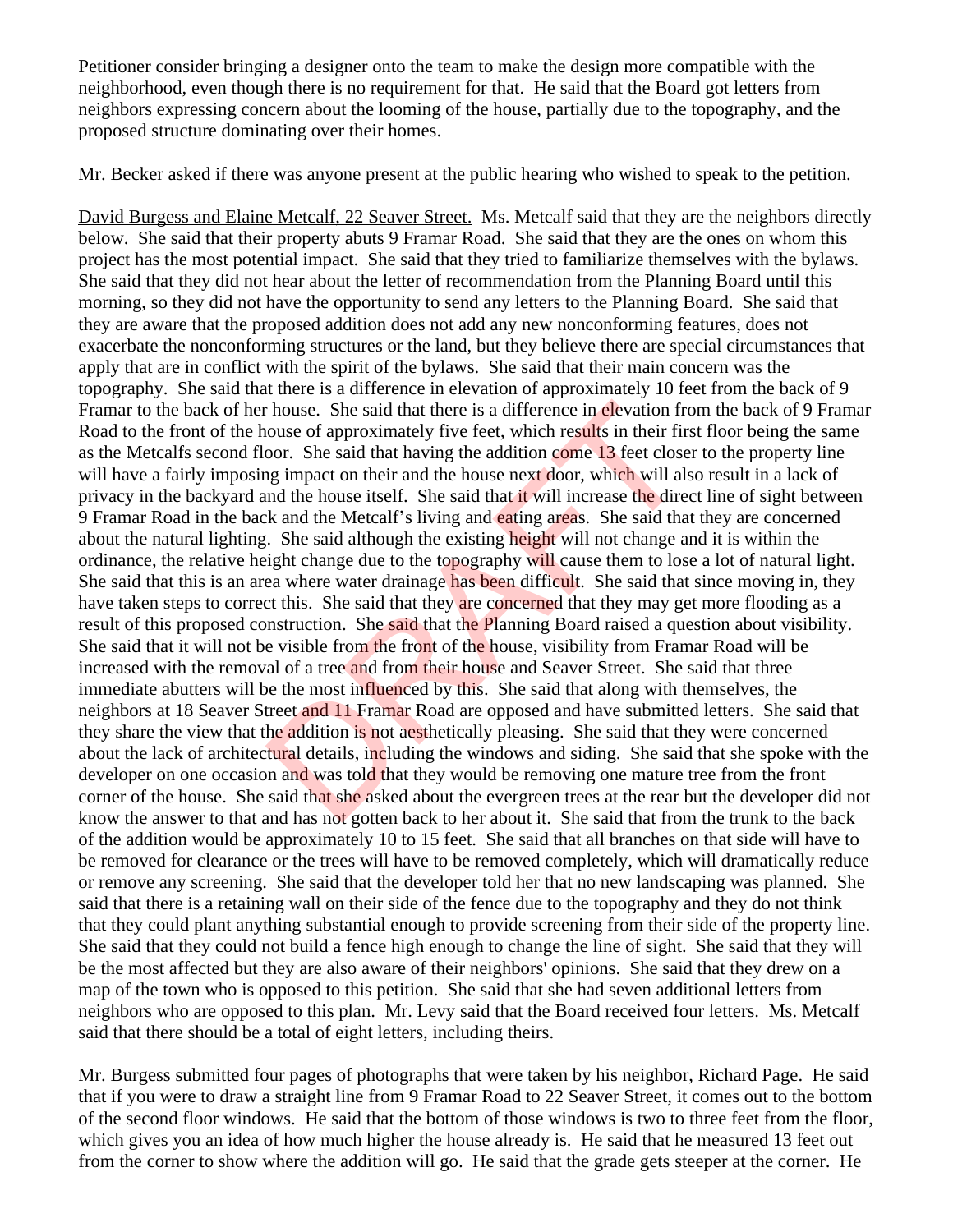Petitioner consider bringing a designer onto the team to make the design more compatible with the neighborhood, even though there is no requirement for that. He said that the Board got letters from neighbors expressing concern about the looming of the house, partially due to the topography, and the proposed structure dominating over their homes.

Mr. Becker asked if there was anyone present at the public hearing who wished to speak to the petition.

David Burgess and Elaine Metcalf, 22 Seaver Street. Ms. Metcalf said that they are the neighbors directly below. She said that their property abuts 9 Framar Road. She said that they are the ones on whom this project has the most potential impact. She said that they tried to familiarize themselves with the bylaws. She said that they did not hear about the letter of recommendation from the Planning Board until this morning, so they did not have the opportunity to send any letters to the Planning Board. She said that they are aware that the proposed addition does not add any new nonconforming features, does not exacerbate the nonconforming structures or the land, but they believe there are special circumstances that apply that are in conflict with the spirit of the bylaws. She said that their main concern was the topography. She said that there is a difference in elevation of approximately 10 feet from the back of 9 Framar to the back of her house. She said that there is a difference in elevation from the back of 9 Framar Road to the front of the house of approximately five feet, which results in their first floor being the same as the Metcalfs second floor. She said that having the addition come 13 feet closer to the property line will have a fairly imposing impact on their and the house next door, which will also result in a lack of privacy in the backyard and the house itself. She said that it will increase the direct line of sight between 9 Framar Road in the back and the Metcalf's living and eating areas. She said that they are concerned about the natural lighting. She said although the existing height will not change and it is within the ordinance, the relative height change due to the topography will cause them to lose a lot of natural light. She said that this is an area where water drainage has been difficult. She said that since moving in, they have taken steps to correct this. She said that they are concerned that they may get more flooding as a result of this proposed construction. She said that the Planning Board raised a question about visibility. She said that it will not be visible from the front of the house, visibility from Framar Road will be increased with the removal of a tree and from their house and Seaver Street. She said that three immediate abutters will be the most influenced by this. She said that along with themselves, the neighbors at 18 Seaver Street and 11 Framar Road are opposed and have submitted letters. She said that they share the view that the addition is not aesthetically pleasing. She said that they were concerned about the lack of architectural details, including the windows and siding. She said that she spoke with the developer on one occasion and was told that they would be removing one mature tree from the front corner of the house. She said that she asked about the evergreen trees at the rear but the developer did not know the answer to that and has not gotten back to her about it. She said that from the trunk to the back of the addition would be approximately 10 to 15 feet. She said that all branches on that side will have to be removed for clearance or the trees will have to be removed completely, which will dramatically reduce or remove any screening. She said that the developer told her that no new landscaping was planned. She said that there is a retaining wall on their side of the fence due to the topography and they do not think that they could plant anything substantial enough to provide screening from their side of the property line. She said that they could not build a fence high enough to change the line of sight. She said that they will be the most affected but they are also aware of their neighbors' opinions. She said that they drew on a map of the town who is opposed to this petition. She said that she had seven additional letters from neighbors who are opposed to this plan. Mr. Levy said that the Board received four letters. Ms. Metcalf said that there should be a total of eight letters, including theirs.

Mr. Burgess submitted four pages of photographs that were taken by his neighbor, Richard Page. He said that if you were to draw a straight line from 9 Framar Road to 22 Seaver Street, it comes out to the bottom of the second floor windows. He said that the bottom of those windows is two to three feet from the floor, which gives you an idea of how much higher the house already is. He said that he measured 13 feet out from the corner to show where the addition will go. He said that the grade gets steeper at the corner. He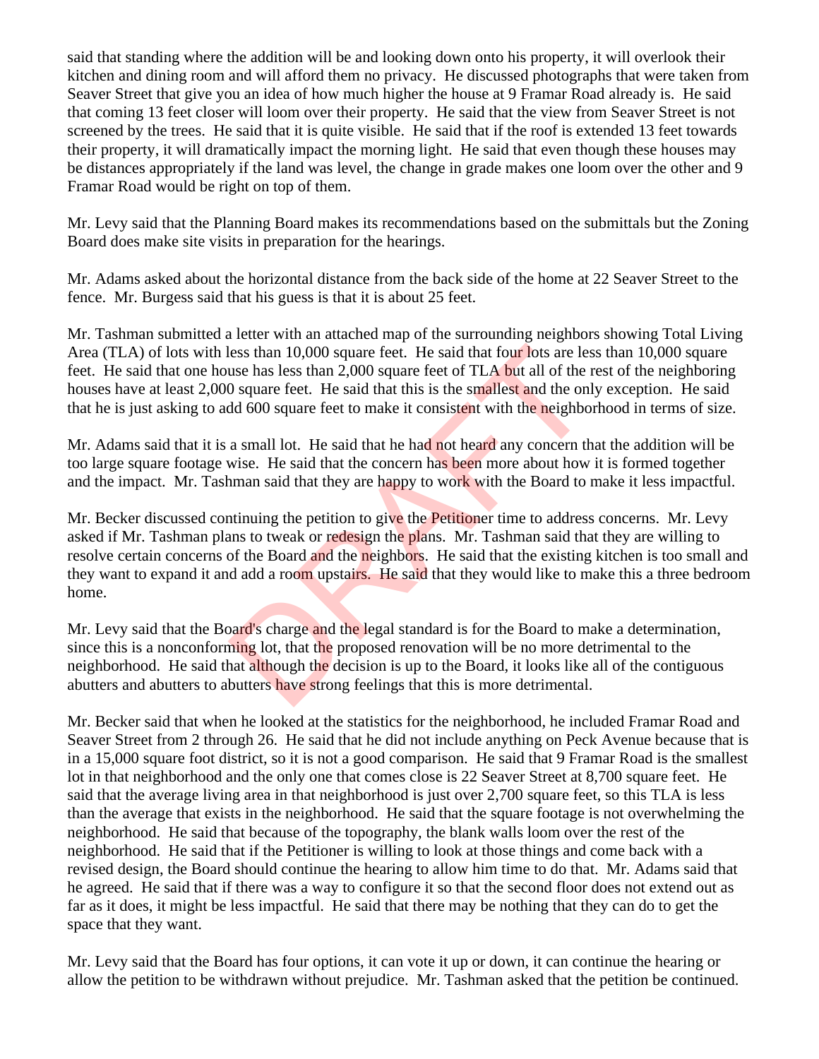said that standing where the addition will be and looking down onto his property, it will overlook their kitchen and dining room and will afford them no privacy. He discussed photographs that were taken from Seaver Street that give you an idea of how much higher the house at 9 Framar Road already is. He said that coming 13 feet closer will loom over their property. He said that the view from Seaver Street is not screened by the trees. He said that it is quite visible. He said that if the roof is extended 13 feet towards their property, it will dramatically impact the morning light. He said that even though these houses may be distances appropriately if the land was level, the change in grade makes one loom over the other and 9 Framar Road would be right on top of them.

Mr. Levy said that the Planning Board makes its recommendations based on the submittals but the Zoning Board does make site visits in preparation for the hearings.

Mr. Adams asked about the horizontal distance from the back side of the home at 22 Seaver Street to the fence. Mr. Burgess said that his guess is that it is about 25 feet.

Mr. Tashman submitted a letter with an attached map of the surrounding neighbors showing Total Living Area (TLA) of lots with less than 10,000 square feet. He said that four lots are less than 10,000 square feet. He said that one house has less than 2,000 square feet of TLA but all of the rest of the neighboring houses have at least 2,000 square feet. He said that this is the smallest and the only exception. He said that he is just asking to add 600 square feet to make it consistent with the neighborhood in terms of size.

Mr. Adams said that it is a small lot. He said that he had not heard any concern that the addition will be too large square footage wise. He said that the concern has been more about how it is formed together and the impact. Mr. Tashman said that they are happy to work with the Board to make it less impactful.

Mr. Becker discussed continuing the petition to give the Petitioner time to address concerns. Mr. Levy asked if Mr. Tashman plans to tweak or redesign the plans. Mr. Tashman said that they are willing to resolve certain concerns of the Board and the neighbors. He said that the existing kitchen is too small and they want to expand it and add a room upstairs. He said that they would like to make this a three bedroom home.

Mr. Levy said that the Board's charge and the legal standard is for the Board to make a determination, since this is a nonconforming lot, that the proposed renovation will be no more detrimental to the neighborhood. He said that although the decision is up to the Board, it looks like all of the contiguous abutters and abutters to abutters have strong feelings that this is more detrimental.

Mr. Becker said that when he looked at the statistics for the neighborhood, he included Framar Road and Seaver Street from 2 through 26. He said that he did not include anything on Peck Avenue because that is in a 15,000 square foot district, so it is not a good comparison. He said that 9 Framar Road is the smallest lot in that neighborhood and the only one that comes close is 22 Seaver Street at 8,700 square feet. He said that the average living area in that neighborhood is just over 2,700 square feet, so this TLA is less than the average that exists in the neighborhood. He said that the square footage is not overwhelming the neighborhood. He said that because of the topography, the blank walls loom over the rest of the neighborhood. He said that if the Petitioner is willing to look at those things and come back with a revised design, the Board should continue the hearing to allow him time to do that. Mr. Adams said that he agreed. He said that if there was a way to configure it so that the second floor does not extend out as far as it does, it might be less impactful. He said that there may be nothing that they can do to get the space that they want.

Mr. Levy said that the Board has four options, it can vote it up or down, it can continue the hearing or allow the petition to be withdrawn without prejudice. Mr. Tashman asked that the petition be continued.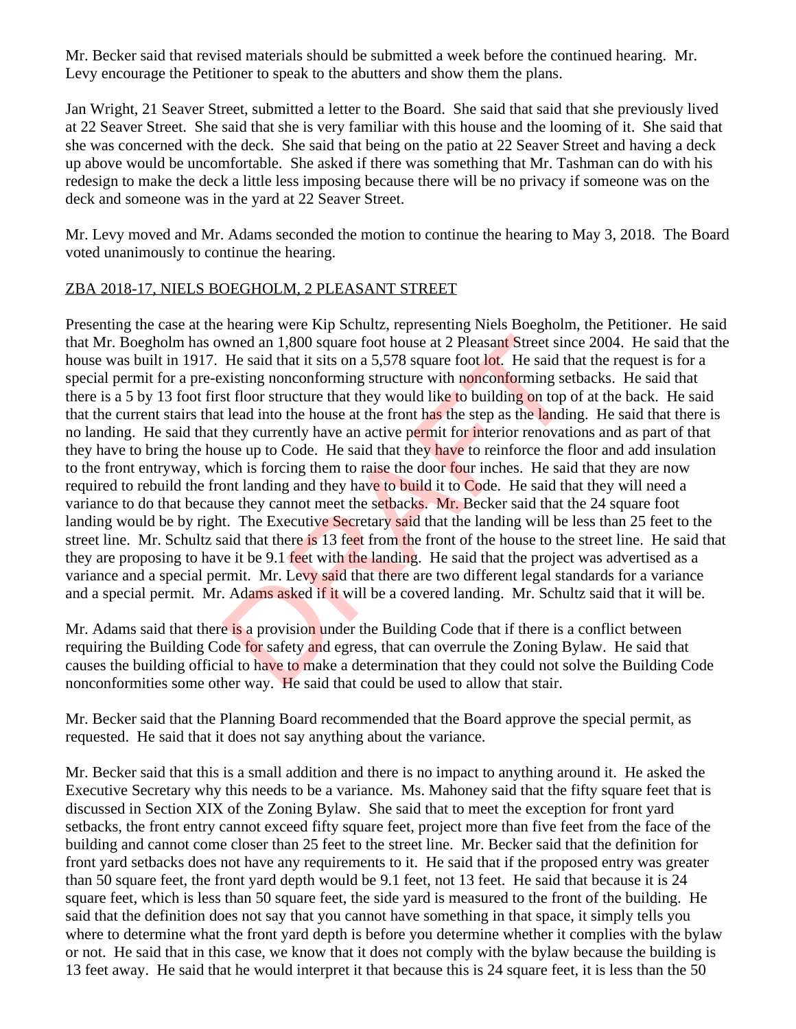Mr. Becker said that revised materials should be submitted a week before the continued hearing. Mr. Levy encourage the Petitioner to speak to the abutters and show them the plans.

Jan Wright, 21 Seaver Street, submitted a letter to the Board. She said that said that she previously lived at 22 Seaver Street. She said that she is very familiar with this house and the looming of it. She said that she was concerned with the deck. She said that being on the patio at 22 Seaver Street and having a deck up above would be uncomfortable. She asked if there was something that Mr. Tashman can do with his redesign to make the deck a little less imposing because there will be no privacy if someone was on the deck and someone was in the yard at 22 Seaver Street.

Mr. Levy moved and Mr. Adams seconded the motion to continue the hearing to May 3, 2018. The Board voted unanimously to continue the hearing.

ZBA 2018-17, NIELS BOEGHOLM, 2 PLEASANT STREET

Presenting the case at the hearing were Kip Schultz, representing Niels Boegholm, the Petitioner. He said that Mr. Boegholm has owned an 1,800 square foot house at 2 Pleasant Street since 2004. He said that the house was built in 1917. He said that it sits on a 5,578 square foot lot. He said that the request is for a special permit for a pre-existing nonconforming structure with nonconforming setbacks. He said that there is a 5 by 13 foot first floor structure that they would like to building on top of at the back. He said that the current stairs that lead into the house at the front has the step as the landing. He said that there is no landing. He said that they currently have an active permit for interior renovations and as part of that they have to bring the house up to Code. He said that they have to reinforce the floor and add insulation to the front entryway, which is forcing them to raise the door four inches. He said that they are now required to rebuild the front landing and they have to build it to Code. He said that they will need a variance to do that because they cannot meet the setbacks. Mr. Becker said that the 24 square foot landing would be by right. The Executive Secretary said that the landing will be less than 25 feet to the street line. Mr. Schultz said that there is 13 feet from the front of the house to the street line. He said that they are proposing to have it be 9.1 feet with the landing. He said that the project was advertised as a variance and a special permit. Mr. Levy said that there are two different legal standards for a variance and a special permit. Mr. Adams asked if it will be a covered landing. Mr. Schultz said that it will be.

Mr. Adams said that there is a provision under the Building Code that if there is a conflict between requiring the Building Code for safety and egress, that can overrule the Zoning Bylaw. He said that causes the building official to have to make a determination that they could not solve the Building Code nonconformities some other way. He said that could be used to allow that stair.

Mr. Becker said that the Planning Board recommended that the Board approve the special permit, as requested. He said that it does not say anything about the variance.

Mr. Becker said that this is a small addition and there is no impact to anything around it. He asked the Executive Secretary why this needs to be a variance. Ms. Mahoney said that the fifty square feet that is discussed in Section XIX of the Zoning Bylaw. She said that to meet the exception for front yard setbacks, the front entry cannot exceed fifty square feet, project more than five feet from the face of the building and cannot come closer than 25 feet to the street line. Mr. Becker said that the definition for front yard setbacks does not have any requirements to it. He said that if the proposed entry was greater than 50 square feet, the front yard depth would be 9.1 feet, not 13 feet. He said that because it is 24 square feet, which is less than 50 square feet, the side yard is measured to the front of the building. He said that the definition does not say that you cannot have something in that space, it simply tells you where to determine what the front yard depth is before you determine whether it complies with the bylaw or not. He said that in this case, we know that it does not comply with the bylaw because the building is 13 feet away. He said that he would interpret it that because this is 24 square feet, it is less than the 50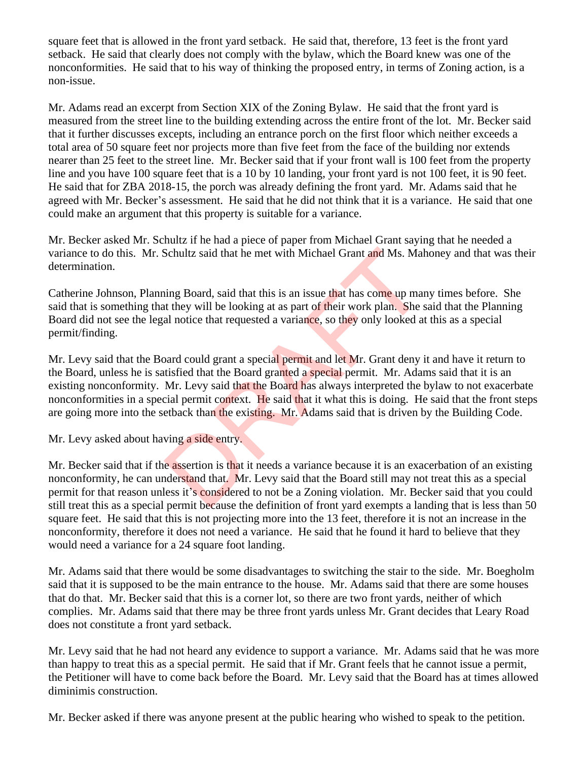square feet that is allowed in the front yard setback. He said that, therefore, 13 feet is the front yard setback. He said that clearly does not comply with the bylaw, which the Board knew was one of the nonconformities. He said that to his way of thinking the proposed entry, in terms of Zoning action, is a non-issue.

Mr. Adams read an excerpt from Section XIX of the Zoning Bylaw. He said that the front yard is measured from the street line to the building extending across the entire front of the lot. Mr. Becker said that it further discusses excepts, including an entrance porch on the first floor which neither exceeds a total area of 50 square feet nor projects more than five feet from the face of the building nor extends nearer than 25 feet to the street line. Mr. Becker said that if your front wall is 100 feet from the property line and you have 100 square feet that is a 10 by 10 landing, your front yard is not 100 feet, it is 90 feet. He said that for ZBA 2018-15, the porch was already defining the front yard. Mr. Adams said that he agreed with Mr. Becker's assessment. He said that he did not think that it is a variance. He said that one could make an argument that this property is suitable for a variance.

Mr. Becker asked Mr. Schultz if he had a piece of paper from Michael Grant saying that he needed a variance to do this. Mr. Schultz said that he met with Michael Grant and Ms. Mahoney and that was their determination.

Catherine Johnson, Planning Board, said that this is an issue that has come up many times before. She said that is something that they will be looking at as part of their work plan. She said that the Planning Board did not see the legal notice that requested a variance, so they only looked at this as a special permit/finding.

Mr. Levy said that the Board could grant a special permit and let Mr. Grant deny it and have it return to the Board, unless he is satisfied that the Board granted a special permit. Mr. Adams said that it is an existing nonconformity. Mr. Levy said that the Board has always interpreted the bylaw to not exacerbate nonconformities in a special permit context. He said that it what this is doing. He said that the front steps are going more into the setback than the existing. Mr. Adams said that is driven by the Building Code.

Mr. Levy asked about having a side entry.

Mr. Becker said that if the assertion is that it needs a variance because it is an exacerbation of an existing nonconformity, he can understand that. Mr. Levy said that the Board still may not treat this as a special permit for that reason unless it's considered to not be a Zoning violation. Mr. Becker said that you could still treat this as a special permit because the definition of front yard exempts a landing that is less than 50 square feet. He said that this is not projecting more into the 13 feet, therefore it is not an increase in the nonconformity, therefore it does not need a variance. He said that he found it hard to believe that they would need a variance for a 24 square foot landing.

Mr. Adams said that there would be some disadvantages to switching the stair to the side. Mr. Boegholm said that it is supposed to be the main entrance to the house. Mr. Adams said that there are some houses that do that. Mr. Becker said that this is a corner lot, so there are two front yards, neither of which complies. Mr. Adams said that there may be three front yards unless Mr. Grant decides that Leary Road does not constitute a front yard setback.

Mr. Levy said that he had not heard any evidence to support a variance. Mr. Adams said that he was more than happy to treat this as a special permit. He said that if Mr. Grant feels that he cannot issue a permit, the Petitioner will have to come back before the Board. Mr. Levy said that the Board has at times allowed diminimis construction.

Mr. Becker asked if there was anyone present at the public hearing who wished to speak to the petition.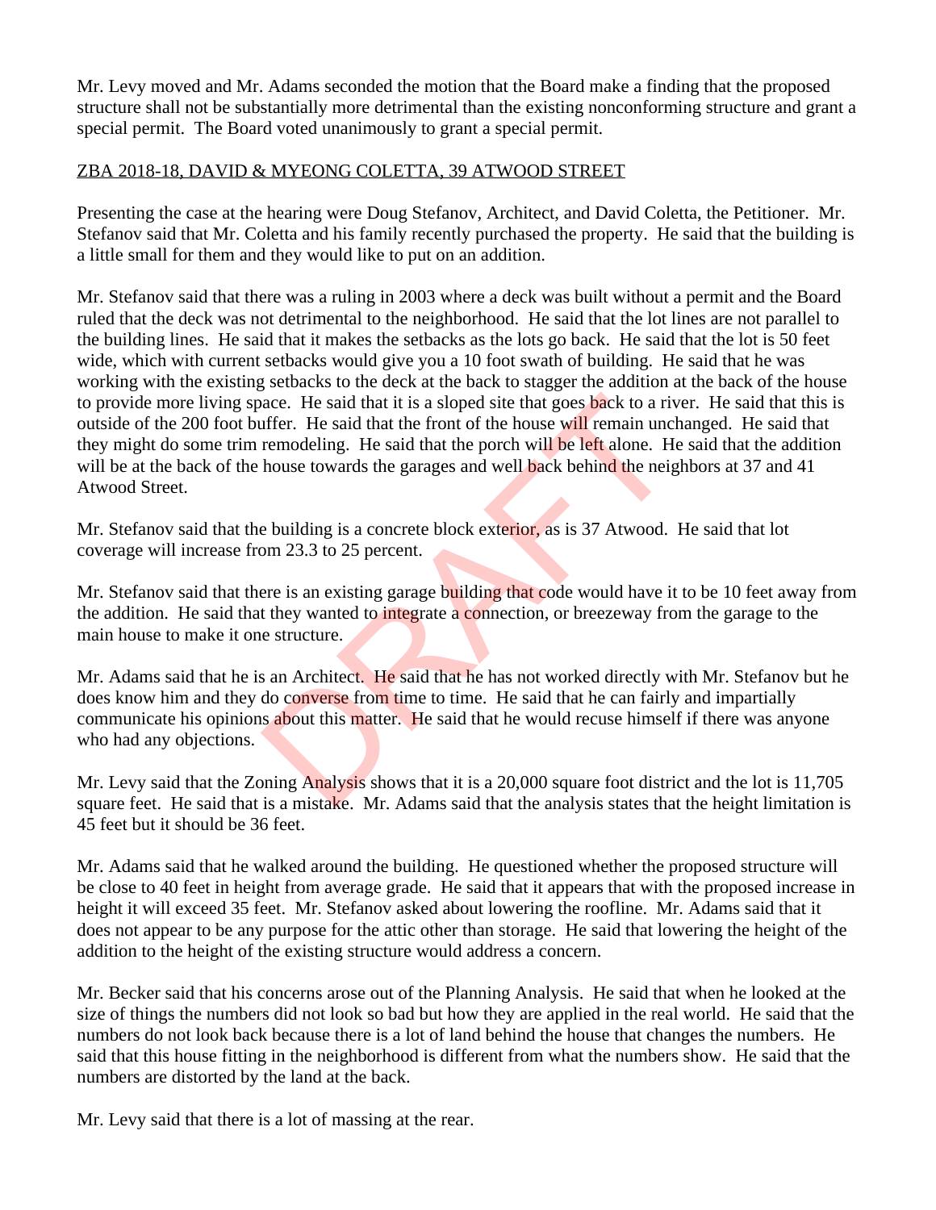Mr. Levy moved and Mr. Adams seconded the motion that the Board make a finding that the proposed structure shall not be substantially more detrimental than the existing nonconforming structure and grant a special permit. The Board voted unanimously to grant a special permit.

ZBA 2018-18, DAVID & MYEONG COLETTA, 39 ATWOOD STREET

Presenting the case at the hearing were Doug Stefanov, Architect, and David Coletta, the Petitioner. Mr. Stefanov said that Mr. Coletta and his family recently purchased the property. He said that the building is a little small for them and they would like to put on an addition.

Mr. Stefanov said that there was a ruling in 2003 where a deck was built without a permit and the Board ruled that the deck was not detrimental to the neighborhood. He said that the lot lines are not parallel to the building lines. He said that it makes the setbacks as the lots go back. He said that the lot is 50 feet wide, which with current setbacks would give you a 10 foot swath of building. He said that he was working with the existing setbacks to the deck at the back to stagger the addition at the back of the house to provide more living space. He said that it is a sloped site that goes back to a river. He said that this is outside of the 200 foot buffer. He said that the front of the house will remain unchanged. He said that they might do some trim remodeling. He said that the porch will be left alone. He said that the addition will be at the back of the house towards the garages and well back behind the neighbors at 37 and 41 Atwood Street.

Mr. Stefanov said that the building is a concrete block exterior, as is 37 Atwood. He said that lot coverage will increase from 23.3 to 25 percent.

Mr. Stefanov said that there is an existing garage building that code would have it to be 10 feet away from the addition. He said that they wanted to integrate a connection, or breezeway from the garage to the main house to make it one structure.

Mr. Adams said that he is an Architect. He said that he has not worked directly with Mr. Stefanov but he does know him and they do converse from time to time. He said that he can fairly and impartially communicate his opinions about this matter. He said that he would recuse himself if there was anyone who had any objections.

Mr. Levy said that the Zoning Analysis shows that it is a 20,000 square foot district and the lot is 11,705 square feet. He said that is a mistake. Mr. Adams said that the analysis states that the height limitation is 45 feet but it should be 36 feet.

Mr. Adams said that he walked around the building. He questioned whether the proposed structure will be close to 40 feet in height from average grade. He said that it appears that with the proposed increase in height it will exceed 35 feet. Mr. Stefanov asked about lowering the roofline. Mr. Adams said that it does not appear to be any purpose for the attic other than storage. He said that lowering the height of the addition to the height of the existing structure would address a concern.

Mr. Becker said that his concerns arose out of the Planning Analysis. He said that when he looked at the size of things the numbers did not look so bad but how they are applied in the real world. He said that the numbers do not look back because there is a lot of land behind the house that changes the numbers. He said that this house fitting in the neighborhood is different from what the numbers show. He said that the numbers are distorted by the land at the back.

Mr. Levy said that there is a lot of massing at the rear.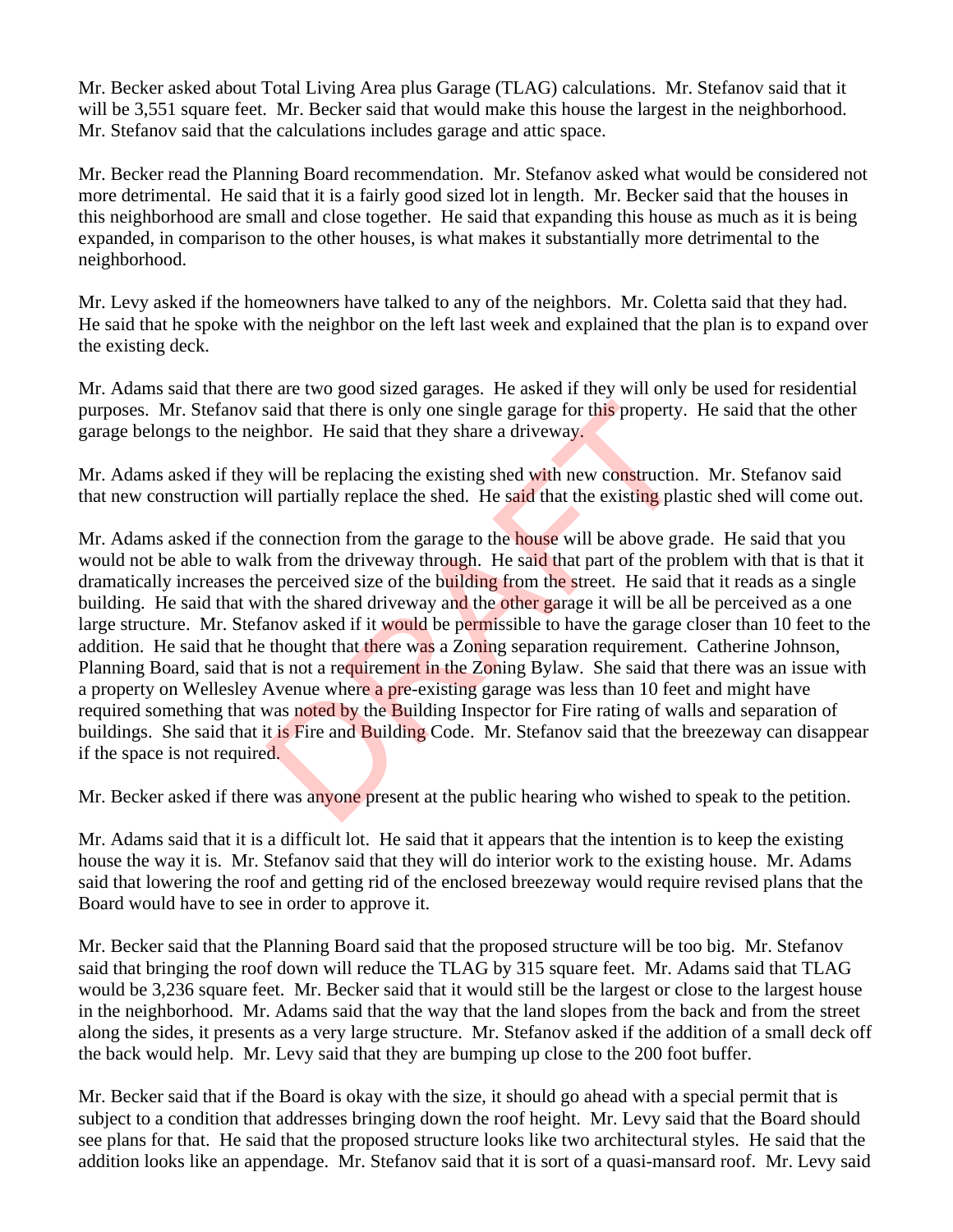Mr. Becker asked about Total Living Area plus Garage (TLAG) calculations. Mr. Stefanov said that it will be 3,551 square feet. Mr. Becker said that would make this house the largest in the neighborhood. Mr. Stefanov said that the calculations includes garage and attic space.

Mr. Becker read the Planning Board recommendation. Mr. Stefanov asked what would be considered not more detrimental. He said that it is a fairly good sized lot in length. Mr. Becker said that the houses in this neighborhood are small and close together. He said that expanding this house as much as it is being expanded, in comparison to the other houses, is what makes it substantially more detrimental to the neighborhood.

Mr. Levy asked if the homeowners have talked to any of the neighbors. Mr. Coletta said that they had. He said that he spoke with the neighbor on the left last week and explained that the plan is to expand over the existing deck.

Mr. Adams said that there are two good sized garages. He asked if they will only be used for residential purposes. Mr. Stefanov said that there is only one single garage for this property. He said that the other garage belongs to the neighbor. He said that they share a driveway.

Mr. Adams asked if they will be replacing the existing shed with new construction. Mr. Stefanov said that new construction will partially replace the shed. He said that the existing plastic shed will come out.

Mr. Adams asked if the connection from the garage to the house will be above grade. He said that you would not be able to walk from the driveway through. He said that part of the problem with that is that it dramatically increases the perceived size of the building from the street. He said that it reads as a single building. He said that with the shared driveway and the other garage it will be all be perceived as a one large structure. Mr. Stefanov asked if it would be permissible to have the garage closer than 10 feet to the addition. He said that he thought that there was a Zoning separation requirement. Catherine Johnson, Planning Board, said that is not a requirement in the Zoning Bylaw. She said that there was an issue with a property on Wellesley Avenue where a pre-existing garage was less than 10 feet and might have required something that was noted by the Building Inspector for Fire rating of walls and separation of buildings. She said that it is Fire and Building Code. Mr. Stefanov said that the breezeway can disappear if the space is not required.

Mr. Becker asked if there was anyone present at the public hearing who wished to speak to the petition.

Mr. Adams said that it is a difficult lot. He said that it appears that the intention is to keep the existing house the way it is. Mr. Stefanov said that they will do interior work to the existing house. Mr. Adams said that lowering the roof and getting rid of the enclosed breezeway would require revised plans that the Board would have to see in order to approve it.

Mr. Becker said that the Planning Board said that the proposed structure will be too big. Mr. Stefanov said that bringing the roof down will reduce the TLAG by 315 square feet. Mr. Adams said that TLAG would be 3,236 square feet. Mr. Becker said that it would still be the largest or close to the largest house in the neighborhood. Mr. Adams said that the way that the land slopes from the back and from the street along the sides, it presents as a very large structure. Mr. Stefanov asked if the addition of a small deck off the back would help. Mr. Levy said that they are bumping up close to the 200 foot buffer.

Mr. Becker said that if the Board is okay with the size, it should go ahead with a special permit that is subject to a condition that addresses bringing down the roof height. Mr. Levy said that the Board should see plans for that. He said that the proposed structure looks like two architectural styles. He said that the addition looks like an appendage. Mr. Stefanov said that it is sort of a quasi-mansard roof. Mr. Levy said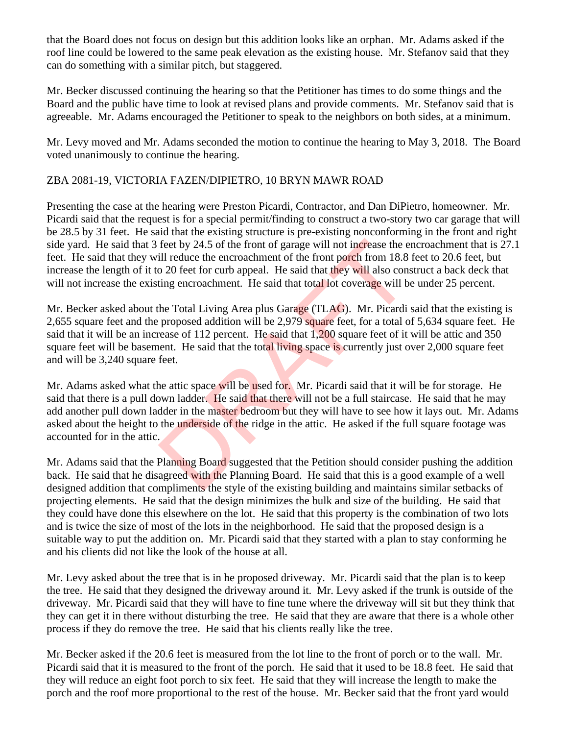that the Board does not focus on design but this addition looks like an orphan. Mr. Adams asked if the roof line could be lowered to the same peak elevation as the existing house. Mr. Stefanov said that they can do something with a similar pitch, but staggered.

Mr. Becker discussed continuing the hearing so that the Petitioner has times to do some things and the Board and the public have time to look at revised plans and provide comments. Mr. Stefanov said that is agreeable. Mr. Adams encouraged the Petitioner to speak to the neighbors on both sides, at a minimum.

Mr. Levy moved and Mr. Adams seconded the motion to continue the hearing to May 3, 2018. The Board voted unanimously to continue the hearing.

ZBA 2081-19, VICTORIA FAZEN/DIPIETRO, 10 BRYN MAWR ROAD

Presenting the case at the hearing were Preston Picardi, Contractor, and Dan DiPietro, homeowner. Mr. Picardi said that the request is for a special permit/finding to construct a two-story two car garage that will be 28.5 by 31 feet. He said that the existing structure is pre-existing nonconforming in the front and right side yard. He said that 3 feet by 24.5 of the front of garage will not increase the encroachment that is 27.1 feet. He said that they will reduce the encroachment of the front porch from 18.8 feet to 20.6 feet, but increase the length of it to 20 feet for curb appeal. He said that they will also construct a back deck that will not increase the existing encroachment. He said that total lot coverage will be under 25 percent.

Mr. Becker asked about the Total Living Area plus Garage (TLAG). Mr. Picardi said that the existing is 2,655 square feet and the proposed addition will be 2,979 square feet, for a total of 5,634 square feet. He said that it will be an increase of 112 percent. He said that 1,200 square feet of it will be attic and 350 square feet will be basement. He said that the total living space is currently just over 2,000 square feet and will be 3,240 square feet.

Mr. Adams asked what the attic space will be used for. Mr. Picardi said that it will be for storage. He said that there is a pull down ladder. He said that there will not be a full staircase. He said that he may add another pull down ladder in the master bedroom but they will have to see how it lays out. Mr. Adams asked about the height to the underside of the ridge in the attic. He asked if the full square footage was accounted for in the attic.

Mr. Adams said that the Planning Board suggested that the Petition should consider pushing the addition back. He said that he disagreed with the Planning Board. He said that this is a good example of a well designed addition that compliments the style of the existing building and maintains similar setbacks of projecting elements. He said that the design minimizes the bulk and size of the building. He said that they could have done this elsewhere on the lot. He said that this property is the combination of two lots and is twice the size of most of the lots in the neighborhood. He said that the proposed design is a suitable way to put the addition on. Mr. Picardi said that they started with a plan to stay conforming he and his clients did not like the look of the house at all.

Mr. Levy asked about the tree that is in he proposed driveway. Mr. Picardi said that the plan is to keep the tree. He said that they designed the driveway around it. Mr. Levy asked if the trunk is outside of the driveway. Mr. Picardi said that they will have to fine tune where the driveway will sit but they think that they can get it in there without disturbing the tree. He said that they are aware that there is a whole other process if they do remove the tree. He said that his clients really like the tree.

Mr. Becker asked if the 20.6 feet is measured from the lot line to the front of porch or to the wall. Mr. Picardi said that it is measured to the front of the porch. He said that it used to be 18.8 feet. He said that they will reduce an eight foot porch to six feet. He said that they will increase the length to make the porch and the roof more proportional to the rest of the house. Mr. Becker said that the front yard would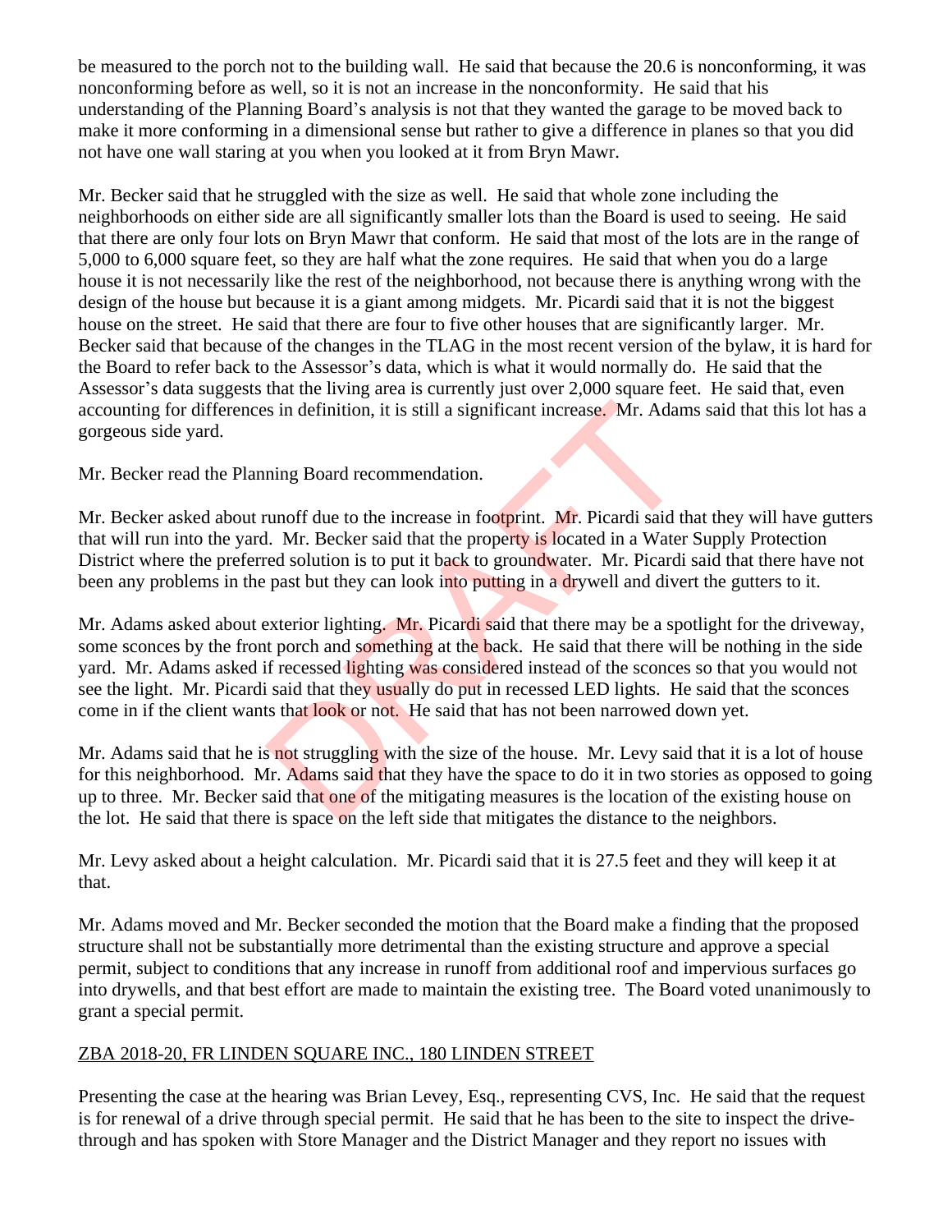be measured to the porch not to the building wall. He said that because the 20.6 is nonconforming, it was nonconforming before as well, so it is not an increase in the nonconformity. He said that his understanding of the Planning Board's analysis is not that they wanted the garage to be moved back to make it more conforming in a dimensional sense but rather to give a difference in planes so that you did not have one wall staring at you when you looked at it from Bryn Mawr.

Mr. Becker said that he struggled with the size as well. He said that whole zone including the neighborhoods on either side are all significantly smaller lots than the Board is used to seeing. He said that there are only four lots on Bryn Mawr that conform. He said that most of the lots are in the range of 5,000 to 6,000 square feet, so they are half what the zone requires. He said that when you do a large house it is not necessarily like the rest of the neighborhood, not because there is anything wrong with the design of the house but because it is a giant among midgets. Mr. Picardi said that it is not the biggest house on the street. He said that there are four to five other houses that are significantly larger. Mr. Becker said that because of the changes in the TLAG in the most recent version of the bylaw, it is hard for the Board to refer back to the Assessor's data, which is what it would normally do. He said that the Assessor's data suggests that the living area is currently just over 2,000 square feet. He said that, even accounting for differences in definition, it is still a significant increase. Mr. Adams said that this lot has a gorgeous side yard.

Mr. Becker read the Planning Board recommendation.

Mr. Becker asked about runoff due to the increase in footprint. Mr. Picardi said that they will have gutters that will run into the yard. Mr. Becker said that the property is located in a Water Supply Protection District where the preferred solution is to put it back to groundwater. Mr. Picardi said that there have not been any problems in the past but they can look into putting in a drywell and divert the gutters to it.

Mr. Adams asked about exterior lighting. Mr. Picardi said that there may be a spotlight for the driveway, some sconces by the front porch and something at the back. He said that there will be nothing in the side yard. Mr. Adams asked if recessed lighting was considered instead of the sconces so that you would not see the light. Mr. Picardi said that they usually do put in recessed LED lights. He said that the sconces come in if the client wants that look or not. He said that has not been narrowed down yet.

Mr. Adams said that he is not struggling with the size of the house. Mr. Levy said that it is a lot of house for this neighborhood. Mr. Adams said that they have the space to do it in two stories as opposed to going up to three. Mr. Becker said that one of the mitigating measures is the location of the existing house on the lot. He said that there is space on the left side that mitigates the distance to the neighbors.

Mr. Levy asked about a height calculation. Mr. Picardi said that it is 27.5 feet and they will keep it at that.

Mr. Adams moved and Mr. Becker seconded the motion that the Board make a finding that the proposed structure shall not be substantially more detrimental than the existing structure and approve a special permit, subject to conditions that any increase in runoff from additional roof and impervious surfaces go into drywells, and that best effort are made to maintain the existing tree. The Board voted unanimously to grant a special permit.

ZBA 2018-20, FR LINDEN SQUARE INC., 180 LINDEN STREET

Presenting the case at the hearing was Brian Levey, Esq., representing CVS, Inc. He said that the request is for renewal of a drive through special permit. He said that he has been to the site to inspect the drive-through and has spoken with Store Manager and the District Manager and they report no issues with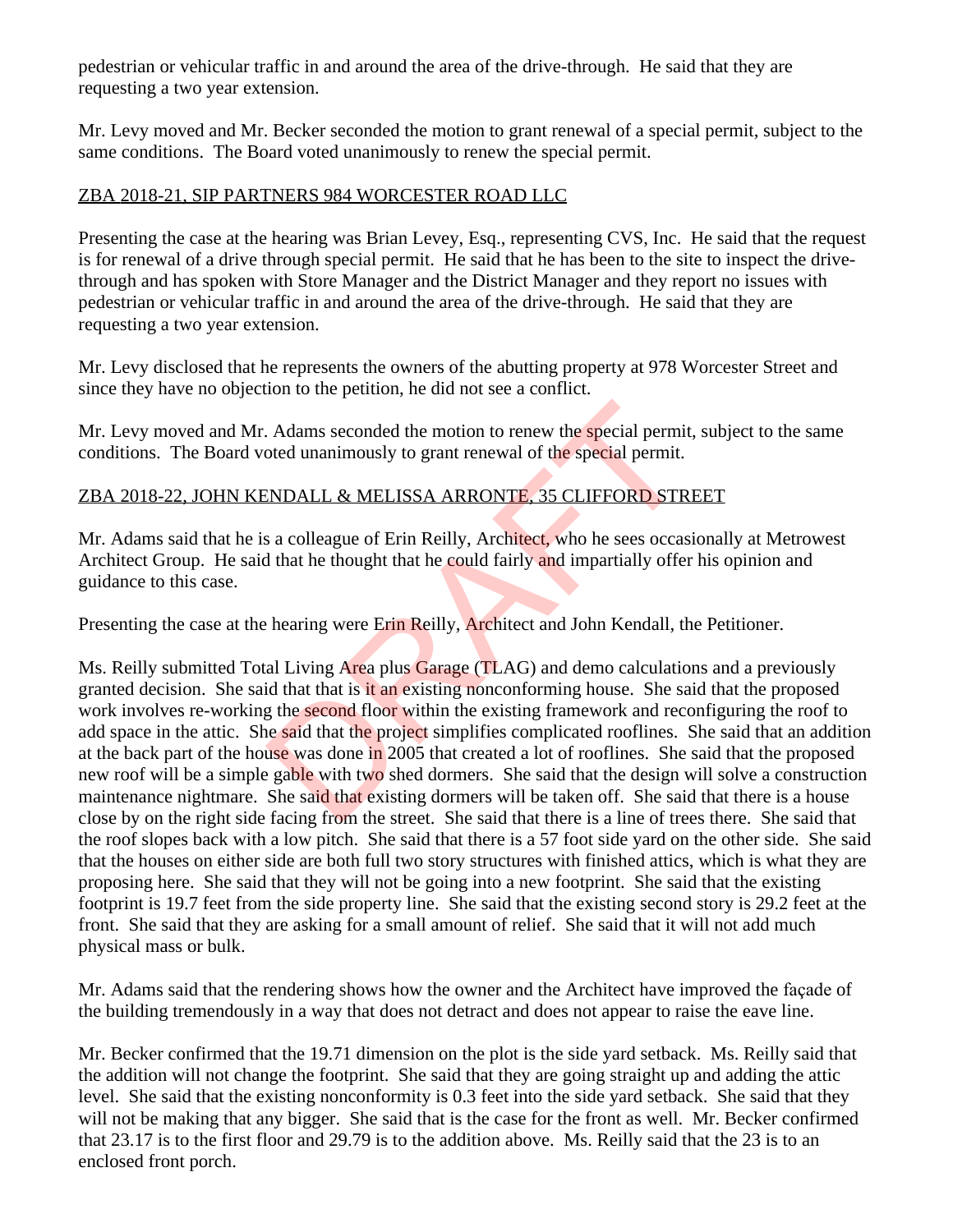pedestrian or vehicular traffic in and around the area of the drive-through. He said that they are requesting a two year extension.

Mr. Levy moved and Mr. Becker seconded the motion to grant renewal of a special permit, subject to the same conditions. The Board voted unanimously to renew the special permit.

ZBA 2018-21, SIP PARTNERS 984 WORCESTER ROAD LLC

Presenting the case at the hearing was Brian Levey, Esq., representing CVS, Inc. He said that the request is for renewal of a drive through special permit. He said that he has been to the site to inspect the drive-through and has spoken with Store Manager and the District Manager and they report no issues with pedestrian or vehicular traffic in and around the area of the drive-through. He said that they are requesting a two year extension.

Mr. Levy disclosed that he represents the owners of the abutting property at 978 Worcester Street and since they have no objection to the petition, he did not see a conflict.

Mr. Levy moved and Mr. Adams seconded the motion to renew the special permit, subject to the same conditions. The Board voted unanimously to grant renewal of the special permit.

ZBA 2018-22, JOHN KENDALL & MELISSA ARRONTE, 35 CLIFFORD STREET

Mr. Adams said that he is a colleague of Erin Reilly, Architect, who he sees occasionally at Metrowest Architect Group. He said that he thought that he could fairly and impartially offer his opinion and guidance to this case.

Presenting the case at the hearing were Erin Reilly, Architect and John Kendall, the Petitioner.

Ms. Reilly submitted Total Living Area plus Garage (TLAG) and demo calculations and a previously granted decision. She said that that is it an existing nonconforming house. She said that the proposed work involves re-working the second floor within the existing framework and reconfiguring the roof to add space in the attic. She said that the project simplifies complicated rooflines. She said that an addition at the back part of the house was done in 2005 that created a lot of rooflines. She said that the proposed new roof will be a simple gable with two shed dormers. She said that the design will solve a construction maintenance nightmare. She said that existing dormers will be taken off. She said that there is a house close by on the right side facing from the street. She said that there is a line of trees there. She said that the roof slopes back with a low pitch. She said that there is a 57 foot side yard on the other side. She said that the houses on either side are both full two story structures with finished attics, which is what they are proposing here. She said that they will not be going into a new footprint. She said that the existing footprint is 19.7 feet from the side property line. She said that the existing second story is 29.2 feet at the front. She said that they are asking for a small amount of relief. She said that it will not add much physical mass or bulk.

Mr. Adams said that the rendering shows how the owner and the Architect have improved the façade of the building tremendously in a way that does not detract and does not appear to raise the eave line.

Mr. Becker confirmed that the 19.71 dimension on the plot is the side yard setback. Ms. Reilly said that the addition will not change the footprint. She said that they are going straight up and adding the attic level. She said that the existing nonconformity is 0.3 feet into the side yard setback. She said that they will not be making that any bigger. She said that is the case for the front as well. Mr. Becker confirmed that 23.17 is to the first floor and 29.79 is to the addition above. Ms. Reilly said that the 23 is to an enclosed front porch.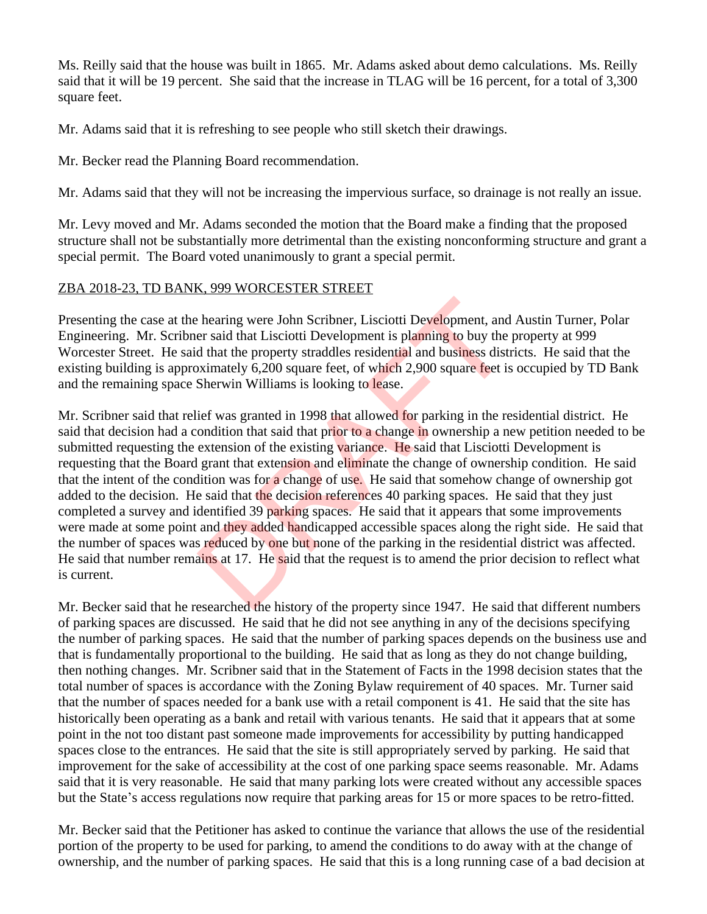Ms. Reilly said that the house was built in 1865. Mr. Adams asked about demo calculations. Ms. Reilly said that it will be 19 percent. She said that the increase in TLAG will be 16 percent, for a total of 3,300 square feet.

Mr. Adams said that it is refreshing to see people who still sketch their drawings.

Mr. Becker read the Planning Board recommendation.

Mr. Adams said that they will not be increasing the impervious surface, so drainage is not really an issue.

Mr. Levy moved and Mr. Adams seconded the motion that the Board make a finding that the proposed structure shall not be substantially more detrimental than the existing nonconforming structure and grant a special permit. The Board voted unanimously to grant a special permit.

ZBA 2018-23, TD BANK, 999 WORCESTER STREET

Presenting the case at the hearing were John Scribner, Lisciotti Development, and Austin Turner, Polar Engineering. Mr. Scribner said that Lisciotti Development is planning to buy the property at 999 Worcester Street. He said that the property straddles residential and business districts. He said that the existing building is approximately 6,200 square feet, of which 2,900 square feet is occupied by TD Bank and the remaining space Sherwin Williams is looking to lease.

Mr. Scribner said that relief was granted in 1998 that allowed for parking in the residential district. He said that decision had a condition that said that prior to a change in ownership a new petition needed to be submitted requesting the extension of the existing variance. He said that Lisciotti Development is requesting that the Board grant that extension and eliminate the change of ownership condition. He said that the intent of the condition was for a change of use. He said that somehow change of ownership got added to the decision. He said that the decision references 40 parking spaces. He said that they just completed a survey and identified 39 parking spaces. He said that it appears that some improvements were made at some point and they added handicapped accessible spaces along the right side. He said that the number of spaces was reduced by one but none of the parking in the residential district was affected. He said that number remains at 17. He said that the request is to amend the prior decision to reflect what is current.

Mr. Becker said that he researched the history of the property since 1947. He said that different numbers of parking spaces are discussed. He said that he did not see anything in any of the decisions specifying the number of parking spaces. He said that the number of parking spaces depends on the business use and that is fundamentally proportional to the building. He said that as long as they do not change building, then nothing changes. Mr. Scribner said that in the Statement of Facts in the 1998 decision states that the total number of spaces is accordance with the Zoning Bylaw requirement of 40 spaces. Mr. Turner said that the number of spaces needed for a bank use with a retail component is 41. He said that the site has historically been operating as a bank and retail with various tenants. He said that it appears that at some point in the not too distant past someone made improvements for accessibility by putting handicapped spaces close to the entrances. He said that the site is still appropriately served by parking. He said that improvement for the sake of accessibility at the cost of one parking space seems reasonable. Mr. Adams said that it is very reasonable. He said that many parking lots were created without any accessible spaces but the State's access regulations now require that parking areas for 15 or more spaces to be retro-fitted.

Mr. Becker said that the Petitioner has asked to continue the variance that allows the use of the residential portion of the property to be used for parking, to amend the conditions to do away with at the change of ownership, and the number of parking spaces. He said that this is a long running case of a bad decision at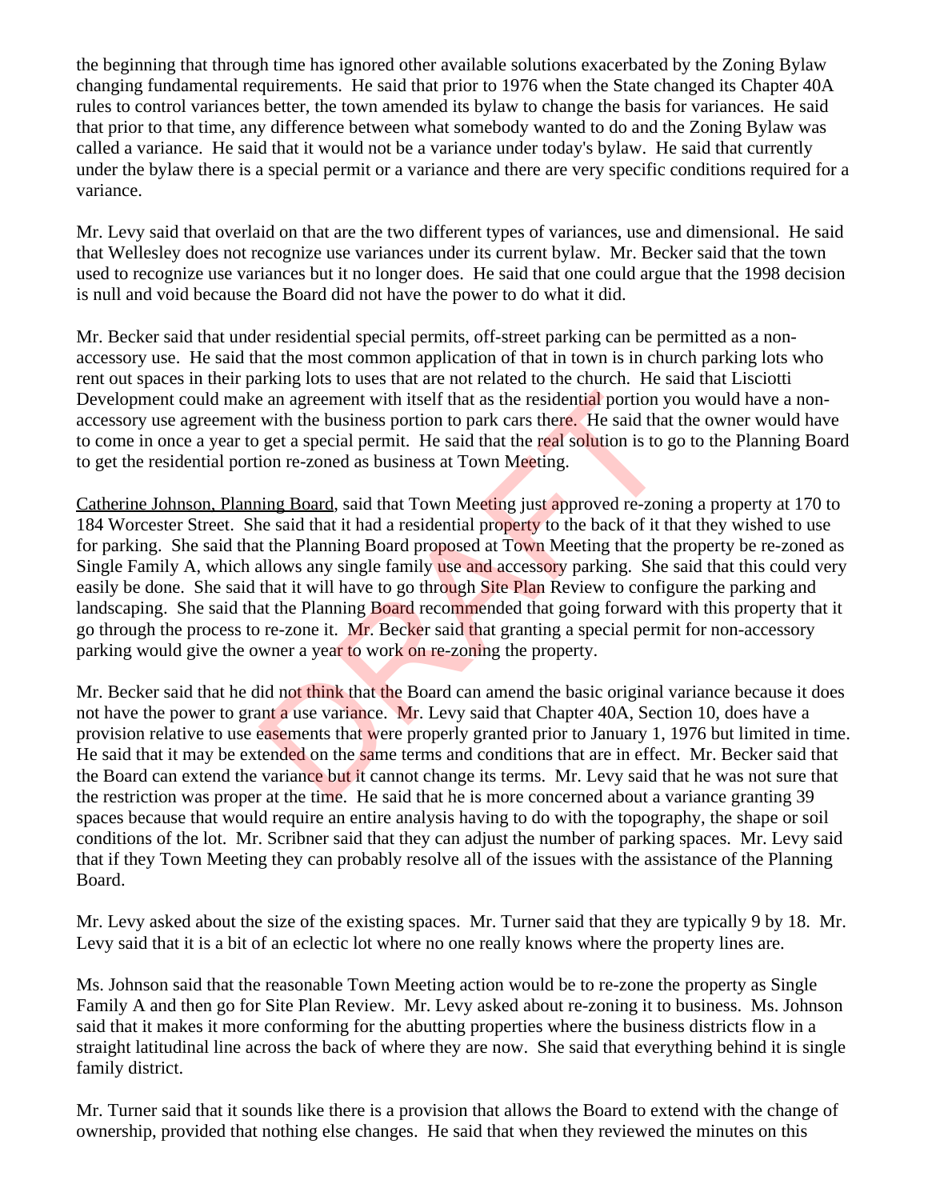the beginning that through time has ignored other available solutions exacerbated by the Zoning Bylaw changing fundamental requirements. He said that prior to 1976 when the State changed its Chapter 40A rules to control variances better, the town amended its bylaw to change the basis for variances. He said that prior to that time, any difference between what somebody wanted to do and the Zoning Bylaw was called a variance. He said that it would not be a variance under today's bylaw. He said that currently under the bylaw there is a special permit or a variance and there are very specific conditions required for a variance.

Mr. Levy said that overlaid on that are the two different types of variances, use and dimensional. He said that Wellesley does not recognize use variances under its current bylaw. Mr. Becker said that the town used to recognize use variances but it no longer does. He said that one could argue that the 1998 decision is null and void because the Board did not have the power to do what it did.

Mr. Becker said that under residential special permits, off-street parking can be permitted as a non-accessory use. He said that the most common application of that in town is in church parking lots who rent out spaces in their parking lots to uses that are not related to the church. He said that Lisciotti Development could make an agreement with itself that as the residential portion you would have a non-accessory use agreement with the business portion to park cars there. He said that the owner would have to come in once a year to get a special permit. He said that the real solution is to go to the Planning Board to get the residential portion re-zoned as business at Town Meeting.

Catherine Johnson, Planning Board, said that Town Meeting just approved re-zoning a property at 170 to 184 Worcester Street. She said that it had a residential property to the back of it that they wished to use for parking. She said that the Planning Board proposed at Town Meeting that the property be re-zoned as Single Family A, which allows any single family use and accessory parking. She said that this could very easily be done. She said that it will have to go through Site Plan Review to configure the parking and landscaping. She said that the Planning Board recommended that going forward with this property that it go through the process to re-zone it. Mr. Becker said that granting a special permit for non-accessory parking would give the owner a year to work on re-zoning the property.

Mr. Becker said that he did not think that the Board can amend the basic original variance because it does not have the power to grant a use variance. Mr. Levy said that Chapter 40A, Section 10, does have a provision relative to use easements that were properly granted prior to January 1, 1976 but limited in time. He said that it may be extended on the same terms and conditions that are in effect. Mr. Becker said that the Board can extend the variance but it cannot change its terms. Mr. Levy said that he was not sure that the restriction was proper at the time. He said that he is more concerned about a variance granting 39 spaces because that would require an entire analysis having to do with the topography, the shape or soil conditions of the lot. Mr. Scribner said that they can adjust the number of parking spaces. Mr. Levy said that if they Town Meeting they can probably resolve all of the issues with the assistance of the Planning Board.

Mr. Levy asked about the size of the existing spaces. Mr. Turner said that they are typically 9 by 18. Mr. Levy said that it is a bit of an eclectic lot where no one really knows where the property lines are.

Ms. Johnson said that the reasonable Town Meeting action would be to re-zone the property as Single Family A and then go for Site Plan Review. Mr. Levy asked about re-zoning it to business. Ms. Johnson said that it makes it more conforming for the abutting properties where the business districts flow in a straight latitudinal line across the back of where they are now. She said that everything behind it is single family district.

Mr. Turner said that it sounds like there is a provision that allows the Board to extend with the change of ownership, provided that nothing else changes. He said that when they reviewed the minutes on this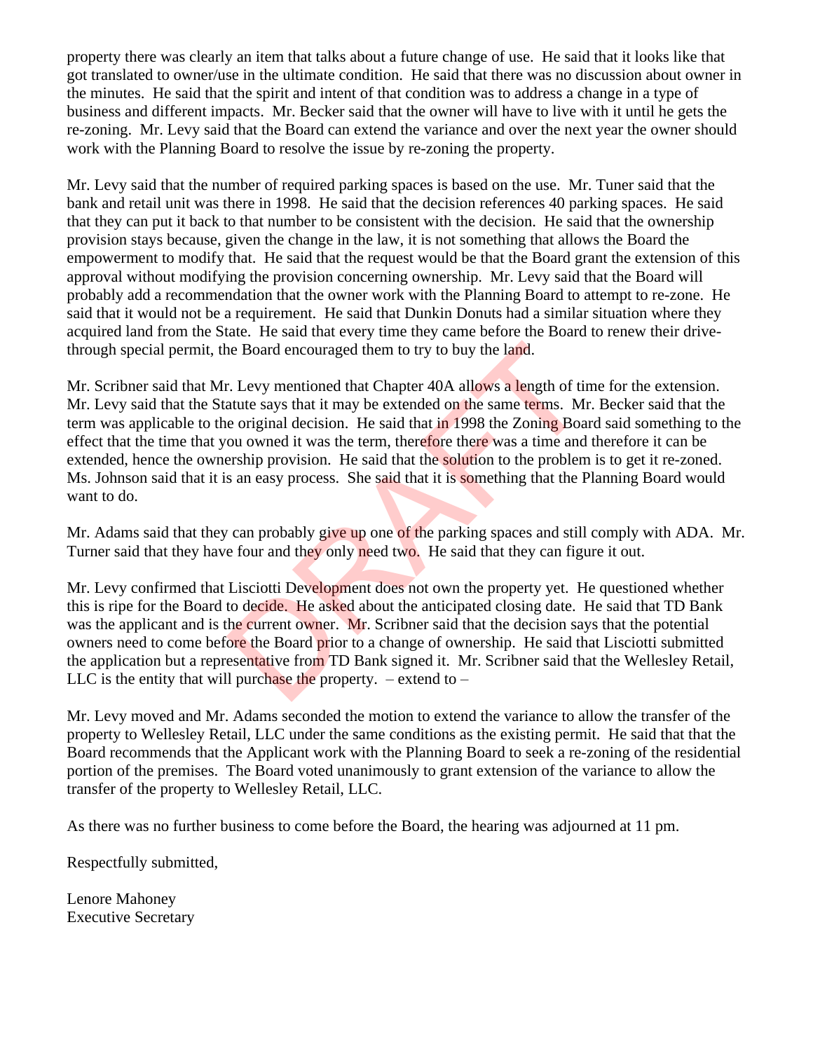property there was clearly an item that talks about a future change of use. He said that it looks like that got translated to owner/use in the ultimate condition. He said that there was no discussion about owner in the minutes. He said that the spirit and intent of that condition was to address a change in a type of business and different impacts. Mr. Becker said that the owner will have to live with it until he gets the re-zoning. Mr. Levy said that the Board can extend the variance and over the next year the owner should work with the Planning Board to resolve the issue by re-zoning the property.

Mr. Levy said that the number of required parking spaces is based on the use. Mr. Tuner said that the bank and retail unit was there in 1998. He said that the decision references 40 parking spaces. He said that they can put it back to that number to be consistent with the decision. He said that the ownership provision stays because, given the change in the law, it is not something that allows the Board the empowerment to modify that. He said that the request would be that the Board grant the extension of this approval without modifying the provision concerning ownership. Mr. Levy said that the Board will probably add a recommendation that the owner work with the Planning Board to attempt to re-zone. He said that it would not be a requirement. He said that Dunkin Donuts had a similar situation where they acquired land from the State. He said that every time they came before the Board to renew their drive-through special permit, the Board encouraged them to try to buy the land.

Mr. Scribner said that Mr. Levy mentioned that Chapter 40A allows a length of time for the extension. Mr. Levy said that the Statute says that it may be extended on the same terms. Mr. Becker said that the term was applicable to the original decision. He said that in 1998 the Zoning Board said something to the effect that the time that you owned it was the term, therefore there was a time and therefore it can be extended, hence the ownership provision. He said that the soltion to the problem is to get it re-zoned. Ms. Johnson said that it is an easy process. She said that it is something that the Planning Board would want to do.

Mr. Adams said that they can probably give up one of the parking spaces and still comply with ADA. Mr. Turner said that they have four and they only need two. He said that they can figure it out.

Mr. Levy confirmed that Lisciotti Development does not own the property yet. He questioned whether this is ripe for the Board to decide. He asked about the anticipated closing date. He said that TD Bank was the applicant and is the current owner. Mr. Scribner said that the decision says that the potential owners need to come before the Board prior to a change of ownership. He said that Lisciotti submitted the application but a representative from TD Bank signed it. Mr. Scribner said that the Wellesley Retail, LLC is the entity that will purchase the property. – extend to –

Mr. Levy moved and Mr. Adams seconded the motion to extend the variance to allow the transfer of the property to Wellesley Retail, LLC under the same conditions as the existing permit. He said that that the Board recommends that the Applicant work with the Planning Board to seek a re-zoning of the residential portion of the premises. The Board voted unanimously to grant extension of the variance to allow the transfer of the property to Wellesley Retail, LLC.

As there was no further business to come before the Board, the hearing was adjourned at 11 pm.

Respectfully submitted,

Lenore Mahoney
Executive Secretary